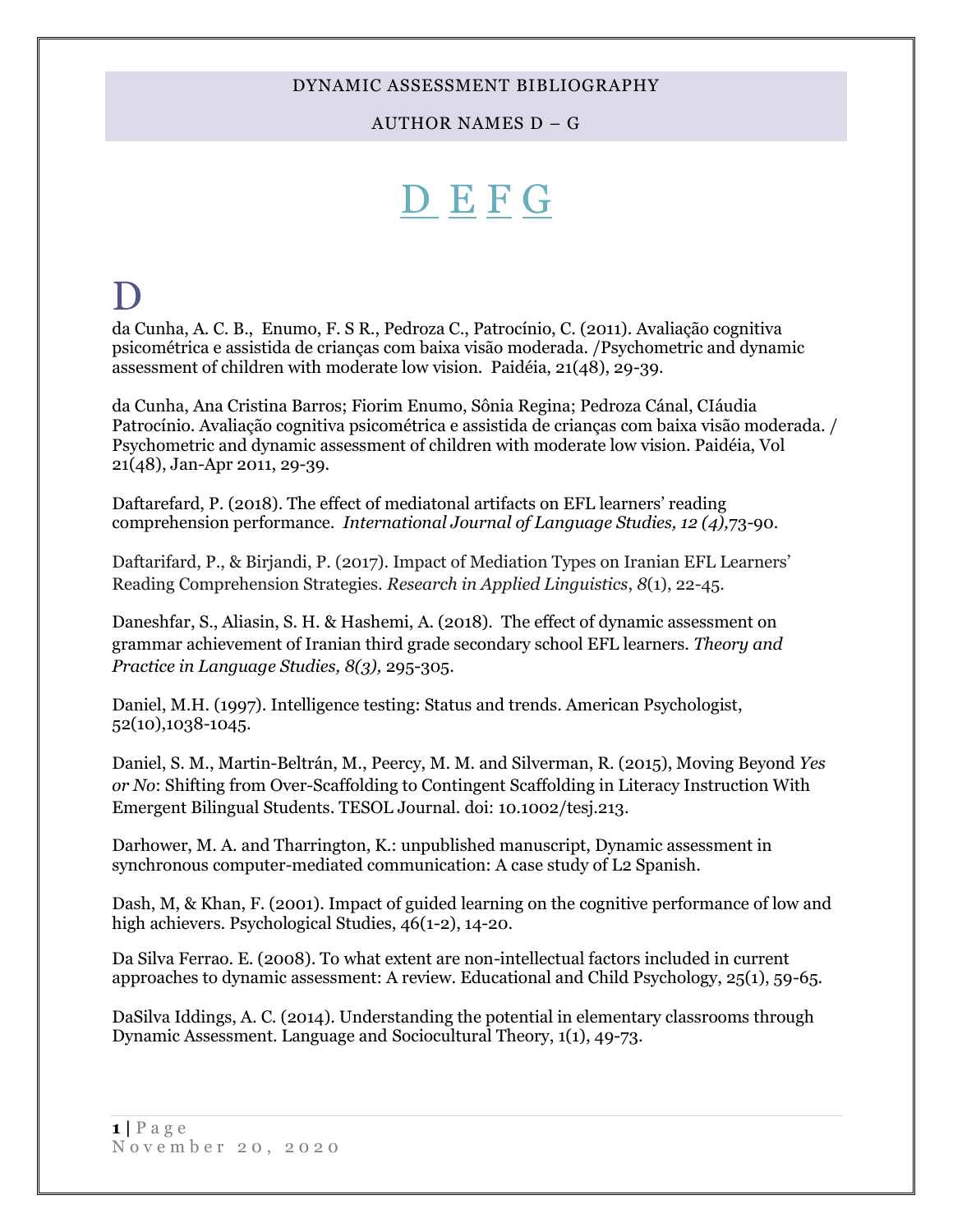# DYNAMIC ASSESSMENT BIBLIOGRAPHY

## AUTHOR NAMES D – G

[D](#d) [E](#e) [F](#f) [G](#g)

# D

da Cunha, A. C. B., Enumo, F. S R., Pedroza C., Patrocínio, C. (2011). Avaliação cognitiva psicométrica e assistida de crianças com baixa visão moderada. /Psychometric and dynamic assessment of children with moderate low vision. Paidéia, 21(48), 29-39.

da Cunha, Ana Cristina Barros; Fiorim Enumo, Sônia Regina; Pedroza Cánal, CIáudia Patrocínio. Avaliação cognitiva psicométrica e assistida de crianças com baixa visão moderada. / Psychometric and dynamic assessment of children with moderate low vision. Paidéia, Vol 21(48), Jan-Apr 2011, 29-39.

Daftarefard, P. (2018). The effect of mediatonal artifacts on EFL learners' reading comprehension performance. *International Journal of Language Studies, 12 (4),*73-90.

Daftarifard, P., & Birjandi, P. (2017). Impact of Mediation Types on Iranian EFL Learners' Reading Comprehension Strategies. *Research in Applied Linguistics*, *8*(1), 22-45.

Daneshfar, S., Aliasin, S. H. & Hashemi, A. (2018). The effect of dynamic assessment on grammar achievement of Iranian third grade secondary school EFL learners. *Theory and Practice in Language Studies, 8(3),* 295-305.

Daniel, M.H. (1997). Intelligence testing: Status and trends. American Psychologist, 52(10),1038-1045.

Daniel, S. M., Martin-Beltrán, M., Peercy, M. M. and Silverman, R. (2015), Moving Beyond *Yes or No*: Shifting from Over-Scaffolding to Contingent Scaffolding in Literacy Instruction With Emergent Bilingual Students. TESOL Journal. doi: 10.1002/tesj.213.

Darhower, M. A. and Tharrington, K.: unpublished manuscript, Dynamic assessment in synchronous computer-mediated communication: A case study of L2 Spanish.

Dash, M, & Khan, F. (2001). Impact of guided learning on the cognitive performance of low and high achievers. Psychological Studies, 46(1-2), 14-20.

Da Silva Ferrao. E. (2008). To what extent are non-intellectual factors included in current approaches to dynamic assessment: A review. Educational and Child Psychology, 25(1), 59-65.

DaSilva Iddings, A. C. (2014). Understanding the potential in elementary classrooms through Dynamic Assessment. Language and Sociocultural Theory, 1(1), 49-73.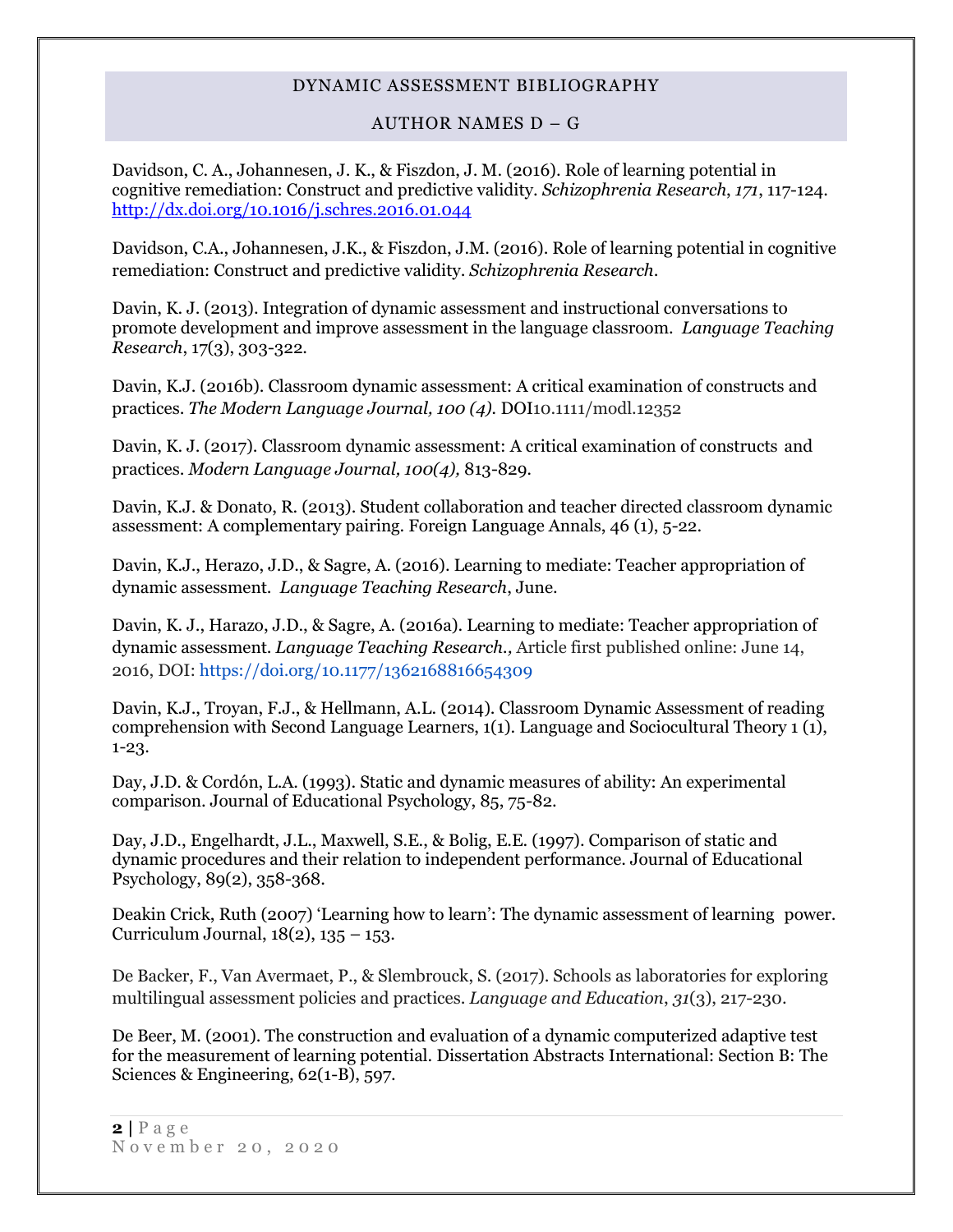# DYNAMIC ASSESSMENT BIBLIOGRAPHY

## AUTHOR NAMES D – G

Davidson, C. A., Johannesen, J. K., & Fiszdon, J. M. (2016). Role of learning potential in cognitive remediation: Construct and predictive validity. *Schizophrenia Research*, *171*, 117-124. http://dx.doi.org/10.1016/j.schres.2016.01.044

Davidson, C.A., Johannesen, J.K., & Fiszdon, J.M. (2016). Role of learning potential in cognitive remediation: Construct and predictive validity. *Schizophrenia Research*.

Davin, K. J. (2013). Integration of dynamic assessment and instructional conversations to promote development and improve assessment in the language classroom. *Language Teaching Research*, 17(3), 303-322.

Davin, K.J. (2016b). Classroom dynamic assessment: A critical examination of constructs and practices. *The Modern Language Journal, 100 (4).* DOI10.1111/modl.12352

Davin, K. J. (2017). Classroom dynamic assessment: A critical examination of constructs and practices. *Modern Language Journal, 100(4),* 813-829.

Davin, K.J. & Donato, R. (2013). Student collaboration and teacher directed classroom dynamic assessment: A complementary pairing. Foreign Language Annals, 46 (1), 5-22.

Davin, K.J., Herazo, J.D., & Sagre, A. (2016). Learning to mediate: Teacher appropriation of dynamic assessment. *Language Teaching Research*, June.

Davin, K. J., Harazo, J.D., & Sagre, A. (2016a). Learning to mediate: Teacher appropriation of dynamic assessment. *Language Teaching Research.,* Article first published online: June 14, 2016, DOI: https://doi.org/10.1177/1362168816654309

Davin, K.J., Troyan, F.J., & Hellmann, A.L. (2014). Classroom Dynamic Assessment of reading comprehension with Second Language Learners, 1(1). Language and Sociocultural Theory 1 (1), 1-23.

Day, J.D. & Cordón, L.A. (1993). Static and dynamic measures of ability: An experimental comparison. Journal of Educational Psychology, 85, 75-82.

Day, J.D., Engelhardt, J.L., Maxwell, S.E., & Bolig, E.E. (1997). Comparison of static and dynamic procedures and their relation to independent performance. Journal of Educational Psychology, 89(2), 358-368.

Deakin Crick, Ruth (2007) 'Learning how to learn': The dynamic assessment of learning power. Curriculum Journal, 18(2), 135 – 153.

De Backer, F., Van Avermaet, P., & Slembrouck, S. (2017). Schools as laboratories for exploring multilingual assessment policies and practices. *Language and Education*, *31*(3), 217-230.

De Beer, M. (2001). The construction and evaluation of a dynamic computerized adaptive test for the measurement of learning potential. Dissertation Abstracts International: Section B: The Sciences & Engineering, 62(1-B), 597.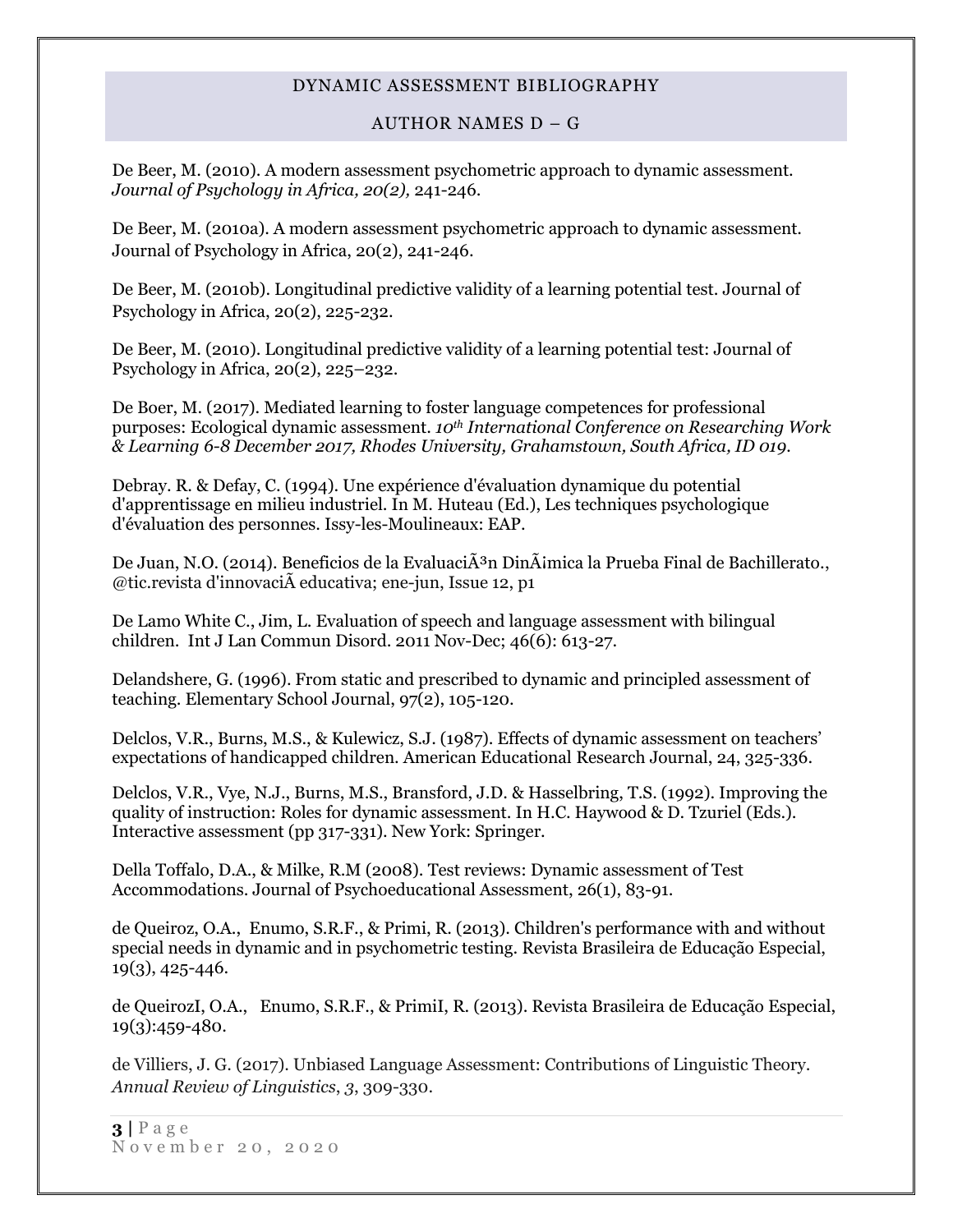DYNAMIC ASSESSMENT BIBLIOGRAPHY

AUTHOR NAMES D – G

De Beer, M. (2010). A modern assessment psychometric approach to dynamic assessment. *Journal of Psychology in Africa, 20(2),* 241-246.

De Beer, M. (2010a). A modern assessment psychometric approach to dynamic assessment. Journal of Psychology in Africa, 20(2), 241-246.

De Beer, M. (2010b). Longitudinal predictive validity of a learning potential test. Journal of Psychology in Africa, 20(2), 225-232.

De Beer, M. (2010). Longitudinal predictive validity of a learning potential test: Journal of Psychology in Africa, 20(2), 225–232.

De Boer, M. (2017). Mediated learning to foster language competences for professional purposes: Ecological dynamic assessment. *10th International Conference on Researching Work & Learning 6-8 December 2017, Rhodes University, Grahamstown, South Africa, ID 019.*

Debray. R. & Defay, C. (1994). Une expérience d'évaluation dynamique du potential d'apprentissage en milieu industriel. In M. Huteau (Ed.), Les techniques psychologique d'évaluation des personnes. Issy-les-Moulineaux: EAP.

De Juan, N.O. (2014). Beneficios de la EvaluaciÃ³n DinÃ¡mica la Prueba Final de Bachillerato., @tic.revista d'innovaciÃ educativa; ene-jun, Issue 12, p1

De Lamo White C., Jim, L. Evaluation of speech and language assessment with bilingual children. Int J Lan Commun Disord. 2011 Nov-Dec; 46(6): 613-27.

Delandshere, G. (1996). From static and prescribed to dynamic and principled assessment of teaching. Elementary School Journal, 97(2), 105-120.

Delclos, V.R., Burns, M.S., & Kulewicz, S.J. (1987). Effects of dynamic assessment on teachers' expectations of handicapped children. American Educational Research Journal, 24, 325-336.

Delclos, V.R., Vye, N.J., Burns, M.S., Bransford, J.D. & Hasselbring, T.S. (1992). Improving the quality of instruction: Roles for dynamic assessment. In H.C. Haywood & D. Tzuriel (Eds.). Interactive assessment (pp 317-331). New York: Springer.

Della Toffalo, D.A., & Milke, R.M (2008). Test reviews: Dynamic assessment of Test Accommodations. Journal of Psychoeducational Assessment, 26(1), 83-91.

de Queiroz, O.A., Enumo, S.R.F., & Primi, R. (2013). Children's performance with and without special needs in dynamic and in psychometric testing. Revista Brasileira de Educação Especial, 19(3), 425-446.

de QueirozI, O.A., Enumo, S.R.F., & PrimiI, R. (2013). Revista Brasileira de Educação Especial, 19(3):459-480.

de Villiers, J. G. (2017). Unbiased Language Assessment: Contributions of Linguistic Theory. *Annual Review of Linguistics*, *3*, 309-330.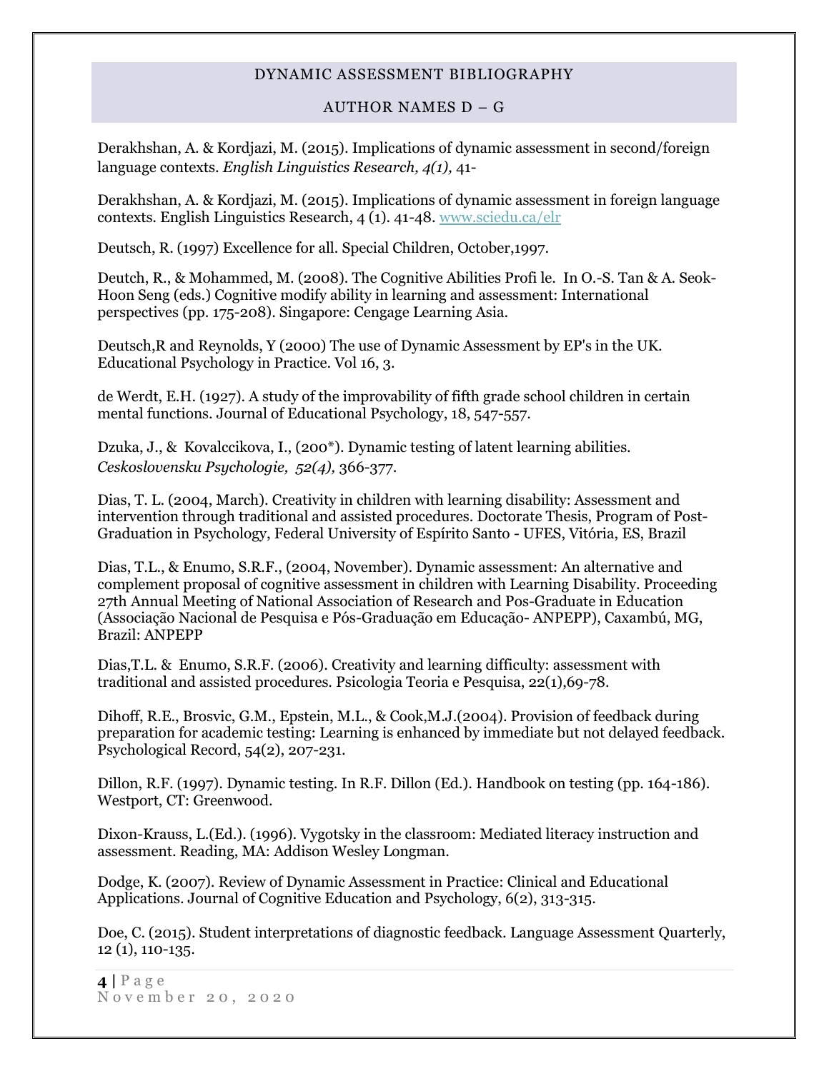Derakhshan, A. & Kordjazi, M. (2015). Implications of dynamic assessment in second/foreign language contexts. *English Linguistics Research, 4(1),* 41-

Derakhshan, A. & Kordjazi, M. (2015). Implications of dynamic assessment in foreign language contexts. English Linguistics Research, 4 (1). 41-48. [www.sciedu.ca/elr](www.sciedu.ca/elr)

Deutsch, R. (1997) Excellence for all. Special Children, October,1997.

Deutch, R., & Mohammed, M. (2008). The Cognitive Abilities Profi le. In O.-S. Tan & A. Seok-Hoon Seng (eds.) Cognitive modify ability in learning and assessment: International perspectives (pp. 175-208). Singapore: Cengage Learning Asia.

Deutsch,R and Reynolds, Y (2000) The use of Dynamic Assessment by EP's in the UK. Educational Psychology in Practice. Vol 16, 3.

de Werdt, E.H. (1927). A study of the improvability of fifth grade school children in certain mental functions. Journal of Educational Psychology, 18, 547-557.

Dzuka, J., & Kovalccikova, I., (200*). Dynamic testing of latent learning abilities. *Ceskoslovensku Psychologie, 52(4),* 366-377.

Dias, T. L. (2004, March). Creativity in children with learning disability: Assessment and intervention through traditional and assisted procedures. Doctorate Thesis, Program of Post-Graduation in Psychology, Federal University of Espírito Santo - UFES, Vitória, ES, Brazil

Dias, T.L., & Enumo, S.R.F., (2004, November). Dynamic assessment: An alternative and complement proposal of cognitive assessment in children with Learning Disability. Proceeding 27th Annual Meeting of National Association of Research and Pos-Graduate in Education (Associação Nacional de Pesquisa e Pós-Graduação em Educação- ANPEPP), Caxambú, MG, Brazil: ANPEPP

Dias,T.L. & Enumo, S.R.F. (2006). Creativity and learning difficulty: assessment with traditional and assisted procedures. Psicologia Teoria e Pesquisa, 22(1),69-78.

Dihoff, R.E., Brosvic, G.M., Epstein, M.L., & Cook,M.J.(2004). Provision of feedback during preparation for academic testing: Learning is enhanced by immediate but not delayed feedback. Psychological Record, 54(2), 207-231.

Dillon, R.F. (1997). Dynamic testing. In R.F. Dillon (Ed.). Handbook on testing (pp. 164-186). Westport, CT: Greenwood.

Dixon-Krauss, L.(Ed.). (1996). Vygotsky in the classroom: Mediated literacy instruction and assessment. Reading, MA: Addison Wesley Longman.

Dodge, K. (2007). Review of Dynamic Assessment in Practice: Clinical and Educational Applications. Journal of Cognitive Education and Psychology, 6(2), 313-315.

Doe, C. (2015). Student interpretations of diagnostic feedback. Language Assessment Quarterly, 12 (1), 110-135.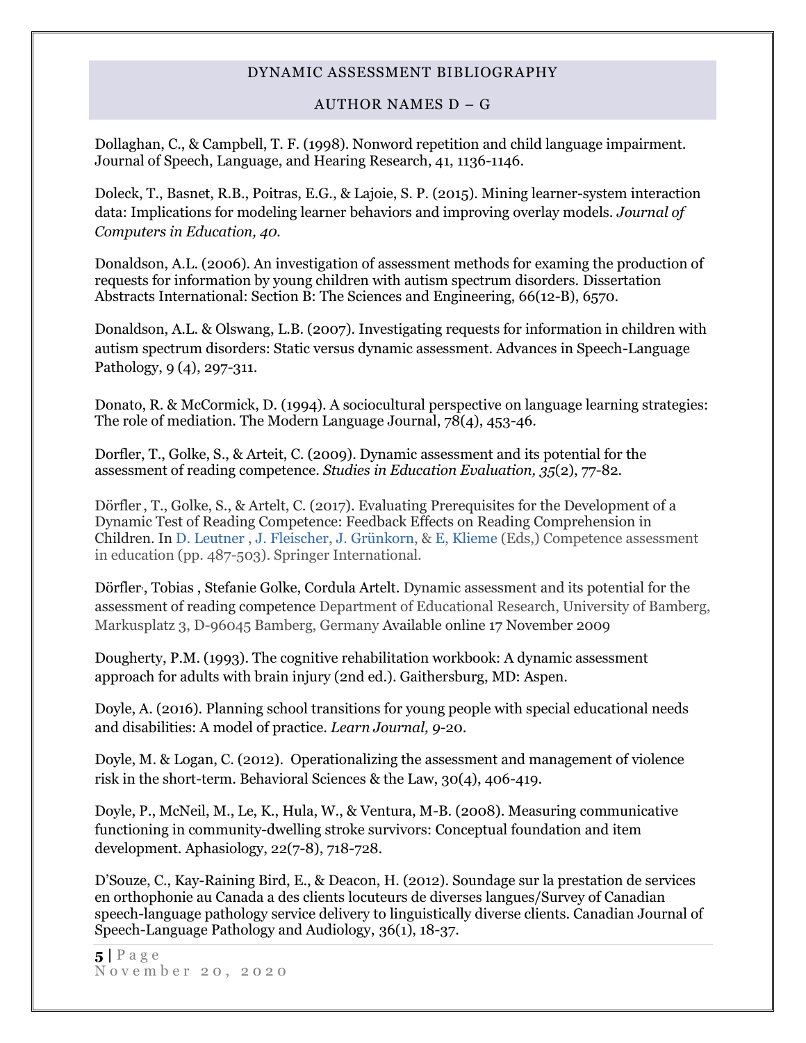DYNAMIC ASSESSMENT BIBLIOGRAPHY

AUTHOR NAMES D – G

Dollaghan, C., & Campbell, T. F. (1998). Nonword repetition and child language impairment. Journal of Speech, Language, and Hearing Research, 41, 1136-1146.

Doleck, T., Basnet, R.B., Poitras, E.G., & Lajoie, S. P. (2015). Mining learner-system interaction data: Implications for modeling learner behaviors and improving overlay models. *Journal of Computers in Education, 40.*

Donaldson, A.L. (2006). An investigation of assessment methods for examing the production of requests for information by young children with autism spectrum disorders. Dissertation Abstracts International: Section B: The Sciences and Engineering, 66(12-B), 6570.

Donaldson, A.L. & Olswang, L.B. (2007). Investigating requests for information in children with autism spectrum disorders: Static versus dynamic assessment. Advances in Speech-Language Pathology, 9 (4), 297-311.

Donato, R. & McCormick, D. (1994). A sociocultural perspective on language learning strategies: The role of mediation. The Modern Language Journal, 78(4), 453-46.

Dorfler, T., Golke, S., & Arteit, C. (2009). Dynamic assessment and its potential for the assessment of reading competence. *Studies in Education Evaluation, 35*(2), 77-82.

Dörfler , T., Golke, S., & Artelt, C. (2017). Evaluating Prerequisites for the Development of a Dynamic Test of Reading Competence: Feedback Effects on Reading Comprehension in Children. In D. Leutner , J. Fleischer, J. Grünkorn, & E, Klieme (Eds,) Competence assessment in education (pp. 487-503). Springer International.

Dörfler·, Tobias , Stefanie Golke, Cordula Artelt. Dynamic assessment and its potential for the assessment of reading competence Department of Educational Research, University of Bamberg, Markusplatz 3, D-96045 Bamberg, Germany Available online 17 November 2009

Dougherty, P.M. (1993). The cognitive rehabilitation workbook: A dynamic assessment approach for adults with brain injury (2nd ed.). Gaithersburg, MD: Aspen.

Doyle, A. (2016). Planning school transitions for young people with special educational needs and disabilities: A model of practice. *Learn Journal, 9*-20.

Doyle, M. & Logan, C. (2012). Operationalizing the assessment and management of violence risk in the short-term. Behavioral Sciences & the Law, 30(4), 406-419.

Doyle, P., McNeil, M., Le, K., Hula, W., & Ventura, M-B. (2008). Measuring communicative functioning in community-dwelling stroke survivors: Conceptual foundation and item development. Aphasiology, 22(7-8), 718-728.

D'Souze, C., Kay-Raining Bird, E., & Deacon, H. (2012). Soundage sur la prestation de services en orthophonie au Canada a des clients locuteurs de diverses langues/Survey of Canadian speech-language pathology service delivery to linguistically diverse clients. Canadian Journal of Speech-Language Pathology and Audiology, 36(1), 18-37.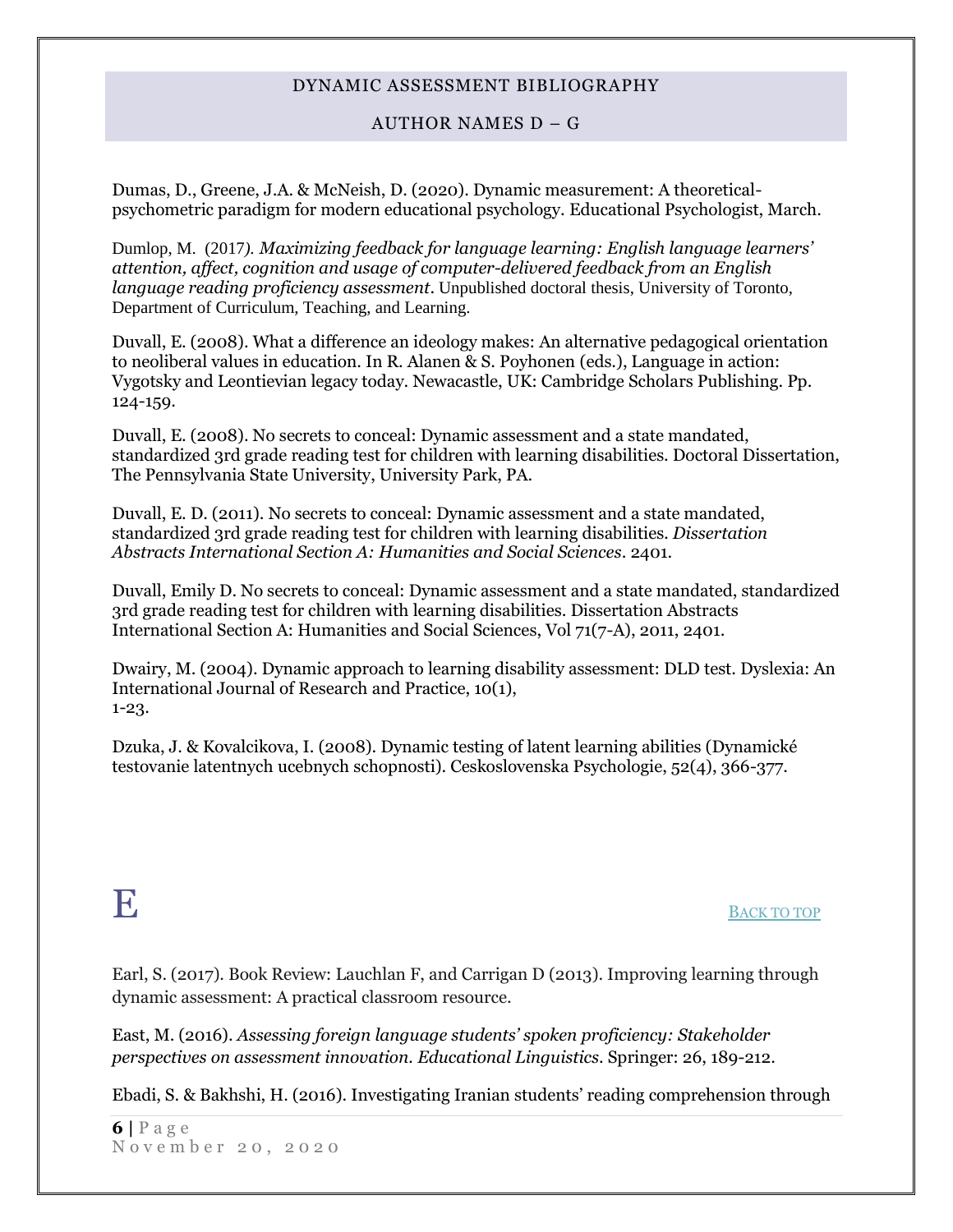Dumas, D., Greene, J.A. & McNeish, D. (2020). Dynamic measurement: A theoretical-psychometric paradigm for modern educational psychology. Educational Psychologist, March.

Dumlop, M. (2017). *Maximizing feedback for language learning: English language learners' attention, affect, cognition and usage of computer-delivered feedback from an English language reading proficiency assessment*. Unpublished doctoral thesis, University of Toronto, Department of Curriculum, Teaching, and Learning.

Duvall, E. (2008). What a difference an ideology makes: An alternative pedagogical orientation to neoliberal values in education. In R. Alanen & S. Poyhonen (eds.), Language in action: Vygotsky and Leontievian legacy today. Newacastle, UK: Cambridge Scholars Publishing. Pp. 124-159.

Duvall, E. (2008). No secrets to conceal: Dynamic assessment and a state mandated, standardized 3rd grade reading test for children with learning disabilities. Doctoral Dissertation, The Pennsylvania State University, University Park, PA.

Duvall, E. D. (2011). No secrets to conceal: Dynamic assessment and a state mandated, standardized 3rd grade reading test for children with learning disabilities. *Dissertation Abstracts International Section A: Humanities and Social Sciences*. 2401.

Duvall, Emily D. No secrets to conceal: Dynamic assessment and a state mandated, standardized 3rd grade reading test for children with learning disabilities. Dissertation Abstracts International Section A: Humanities and Social Sciences, Vol 71(7-A), 2011, 2401.

Dwairy, M. (2004). Dynamic approach to learning disability assessment: DLD test. Dyslexia: An International Journal of Research and Practice, 10(1), 1-23.

Dzuka, J. & Kovalcikova, I. (2008). Dynamic testing of latent learning abilities (Dynamické testovanie latentnych ucebnych schopnosti). Ceskoslovenska Psychologie, 52(4), 366-377.

# E

[Back to top]

Earl, S. (2017). Book Review: Lauchlan F, and Carrigan D (2013). Improving learning through dynamic assessment: A practical classroom resource.

East, M. (2016). *Assessing foreign language students' spoken proficiency: Stakeholder perspectives on assessment innovation. Educational Linguistics*. Springer: 26, 189-212.

Ebadi, S. & Bakhshi, H. (2016). Investigating Iranian students' reading comprehension through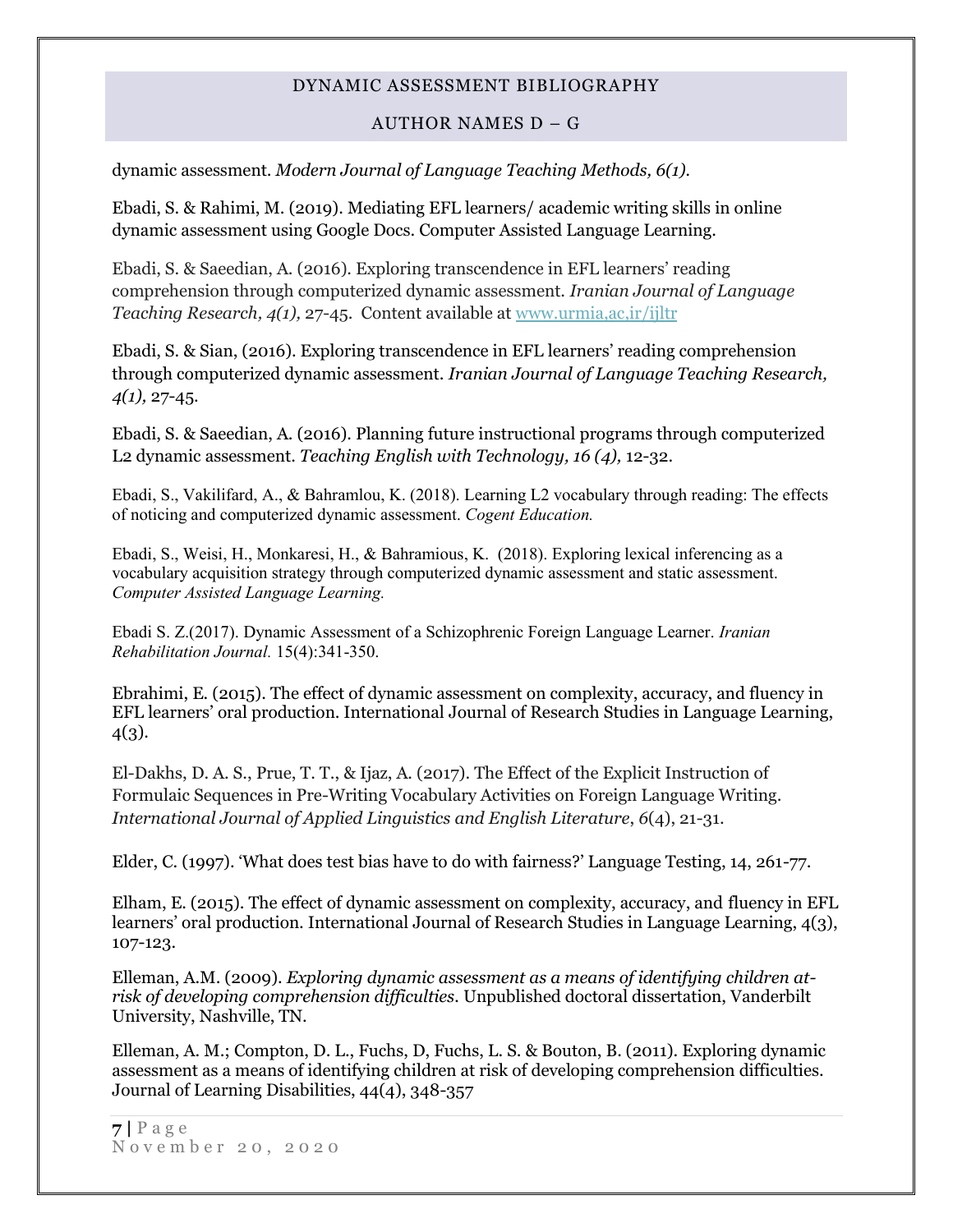dynamic assessment. *Modern Journal of Language Teaching Methods, 6(1).*

Ebadi, S. & Rahimi, M. (2019). Mediating EFL learners/ academic writing skills in online dynamic assessment using Google Docs. Computer Assisted Language Learning.

Ebadi, S. & Saeedian, A. (2016). Exploring transcendence in EFL learners' reading comprehension through computerized dynamic assessment. *Iranian Journal of Language Teaching Research, 4(1),* 27-45. Content available at [www.urmia,ac,ir/ijltr](www.urmia,ac,ir/ijltr)

Ebadi, S. & Sian, (2016). Exploring transcendence in EFL learners' reading comprehension through computerized dynamic assessment. *Iranian Journal of Language Teaching Research, 4(1),* 27-45.

Ebadi, S. & Saeedian, A. (2016). Planning future instructional programs through computerized L2 dynamic assessment. *Teaching English with Technology, 16 (4),* 12-32.

Ebadi, S., Vakilifard, A., & Bahramlou, K. (2018). Learning L2 vocabulary through reading: The effects of noticing and computerized dynamic assessment. *Cogent Education.*

Ebadi, S., Weisi, H., Monkaresi, H., & Bahramious, K. (2018). Exploring lexical inferencing as a vocabulary acquisition strategy through computerized dynamic assessment and static assessment. *Computer Assisted Language Learning.*

Ebadi S. Z.(2017). Dynamic Assessment of a Schizophrenic Foreign Language Learner. *Iranian Rehabilitation Journal.* 15(4):341-350.

Ebrahimi, E. (2015). The effect of dynamic assessment on complexity, accuracy, and fluency in EFL learners' oral production. International Journal of Research Studies in Language Learning, 4(3).

El-Dakhs, D. A. S., Prue, T. T., & Ijaz, A. (2017). The Effect of the Explicit Instruction of Formulaic Sequences in Pre-Writing Vocabulary Activities on Foreign Language Writing. *International Journal of Applied Linguistics and English Literature*, *6*(4), 21-31.

Elder, C. (1997). 'What does test bias have to do with fairness?' Language Testing, 14, 261-77.

Elham, E. (2015). The effect of dynamic assessment on complexity, accuracy, and fluency in EFL learners' oral production. International Journal of Research Studies in Language Learning, 4(3), 107-123.

Elleman, A.M. (2009). *Exploring dynamic assessment as a means of identifying children at-risk of developing comprehension difficulties*. Unpublished doctoral dissertation, Vanderbilt University, Nashville, TN.

Elleman, A. M.; Compton, D. L., Fuchs, D, Fuchs, L. S. & Bouton, B. (2011). Exploring dynamic assessment as a means of identifying children at risk of developing comprehension difficulties. Journal of Learning Disabilities, 44(4), 348-357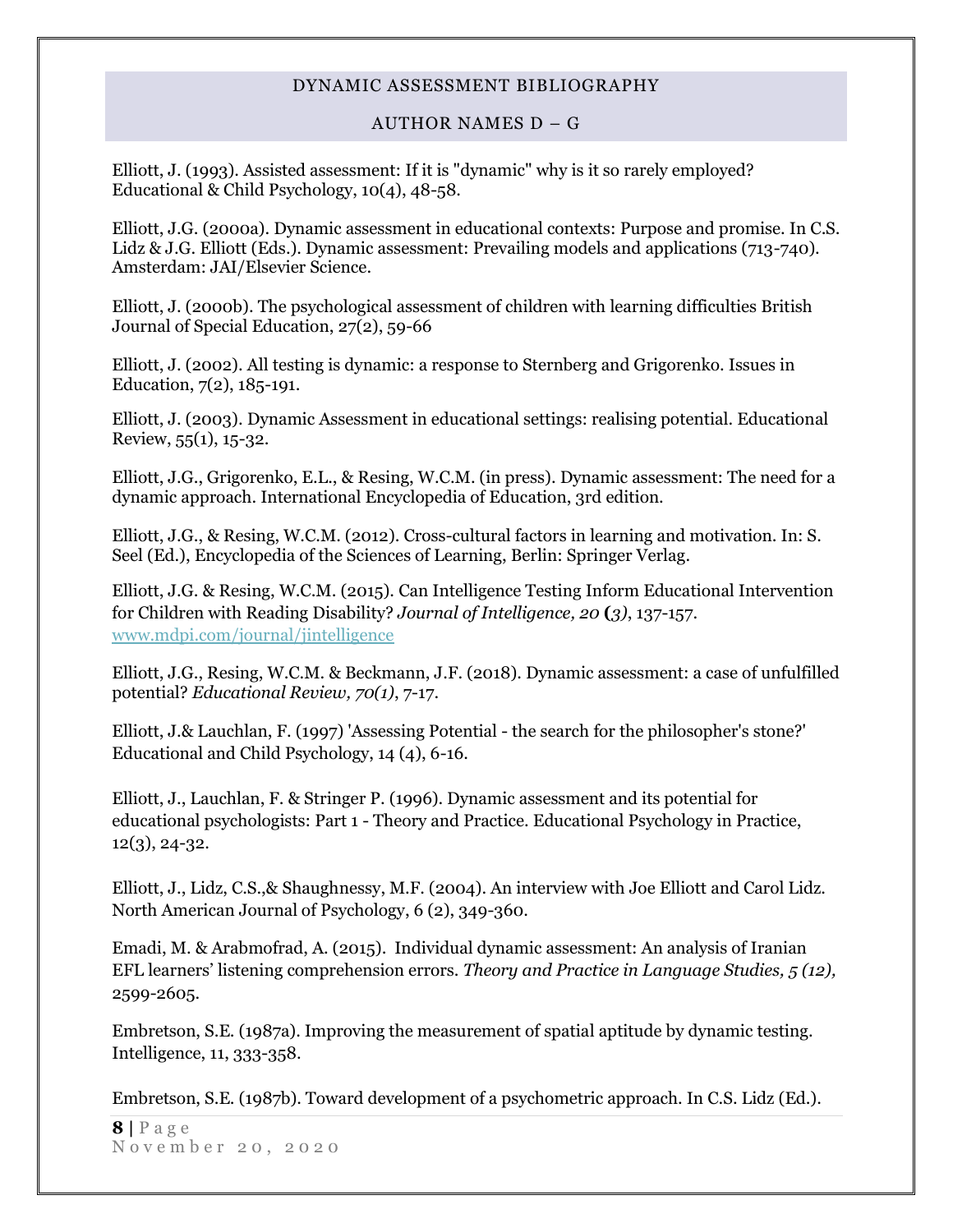Elliott, J. (1993). Assisted assessment: If it is "dynamic" why is it so rarely employed? Educational & Child Psychology, 10(4), 48-58.

Elliott, J.G. (2000a). Dynamic assessment in educational contexts: Purpose and promise. In C.S. Lidz & J.G. Elliott (Eds.). Dynamic assessment: Prevailing models and applications (713-740). Amsterdam: JAI/Elsevier Science.

Elliott, J. (2000b). The psychological assessment of children with learning difficulties British Journal of Special Education, 27(2), 59-66

Elliott, J. (2002). All testing is dynamic: a response to Sternberg and Grigorenko. Issues in Education, 7(2), 185-191.

Elliott, J. (2003). Dynamic Assessment in educational settings: realising potential. Educational Review, 55(1), 15-32.

Elliott, J.G., Grigorenko, E.L., & Resing, W.C.M. (in press). Dynamic assessment: The need for a dynamic approach. International Encyclopedia of Education, 3rd edition.

Elliott, J.G., & Resing, W.C.M. (2012). Cross-cultural factors in learning and motivation. In: S. Seel (Ed.), Encyclopedia of the Sciences of Learning, Berlin: Springer Verlag.

Elliott, J.G. & Resing, W.C.M. (2015). Can Intelligence Testing Inform Educational Intervention for Children with Reading Disability? *Journal of Intelligence, 20* **(***3)*, 137-157. www.mdpi.com/journal/jintelligence

Elliott, J.G., Resing, W.C.M. & Beckmann, J.F. (2018). Dynamic assessment: a case of unfulfilled potential? *Educational Review, 70(1)*, 7-17.

Elliott, J.& Lauchlan, F. (1997) 'Assessing Potential - the search for the philosopher's stone?' Educational and Child Psychology, 14 (4), 6-16.

Elliott, J., Lauchlan, F. & Stringer P. (1996). Dynamic assessment and its potential for educational psychologists: Part 1 - Theory and Practice. Educational Psychology in Practice, 12(3), 24-32.

Elliott, J., Lidz, C.S.,& Shaughnessy, M.F. (2004). An interview with Joe Elliott and Carol Lidz. North American Journal of Psychology, 6 (2), 349-360.

Emadi, M. & Arabmofrad, A. (2015). Individual dynamic assessment: An analysis of Iranian EFL learners' listening comprehension errors. *Theory and Practice in Language Studies, 5 (12),* 2599-2605.

Embretson, S.E. (1987a). Improving the measurement of spatial aptitude by dynamic testing. Intelligence, 11, 333-358.

Embretson, S.E. (1987b). Toward development of a psychometric approach. In C.S. Lidz (Ed.).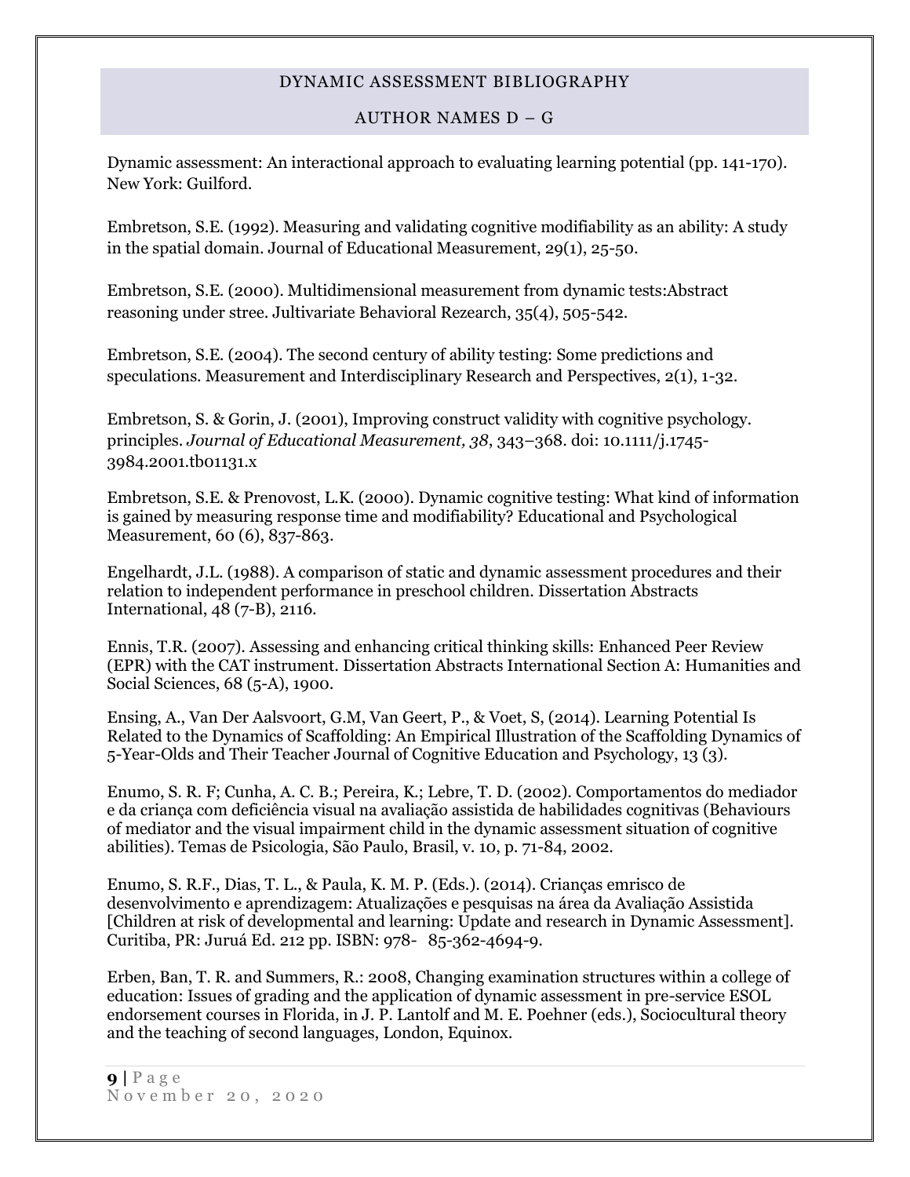Dynamic assessment: An interactional approach to evaluating learning potential (pp. 141-170). New York: Guilford.

Embretson, S.E. (1992). Measuring and validating cognitive modifiability as an ability: A study in the spatial domain. Journal of Educational Measurement, 29(1), 25-50.

Embretson, S.E. (2000). Multidimensional measurement from dynamic tests:Abstract reasoning under stree. Jultivariate Behavioral Rezearch, 35(4), 505-542.

Embretson, S.E. (2004). The second century of ability testing: Some predictions and speculations. Measurement and Interdisciplinary Research and Perspectives, 2(1), 1-32.

Embretson, S. & Gorin, J. (2001), Improving construct validity with cognitive psychology. principles. *Journal of Educational Measurement, 38*, 343–368. doi: 10.1111/j.1745-3984.2001.tb01131.x

Embretson, S.E. & Prenovost, L.K. (2000). Dynamic cognitive testing: What kind of information is gained by measuring response time and modifiability? Educational and Psychological Measurement, 60 (6), 837-863.

Engelhardt, J.L. (1988). A comparison of static and dynamic assessment procedures and their relation to independent performance in preschool children. Dissertation Abstracts International, 48 (7-B), 2116.

Ennis, T.R. (2007). Assessing and enhancing critical thinking skills: Enhanced Peer Review (EPR) with the CAT instrument. Dissertation Abstracts International Section A: Humanities and Social Sciences, 68 (5-A), 1900.

Ensing, A., Van Der Aalsvoort, G.M, Van Geert, P., & Voet, S, (2014). Learning Potential Is Related to the Dynamics of Scaffolding: An Empirical Illustration of the Scaffolding Dynamics of 5-Year-Olds and Their Teacher Journal of Cognitive Education and Psychology, 13 (3).

Enumo, S. R. F; Cunha, A. C. B.; Pereira, K.; Lebre, T. D. (2002). Comportamentos do mediador e da criança com deficiência visual na avaliação assistida de habilidades cognitivas (Behaviours of mediator and the visual impairment child in the dynamic assessment situation of cognitive abilities). Temas de Psicologia, São Paulo, Brasil, v. 10, p. 71-84, 2002.

Enumo, S. R.F., Dias, T. L., & Paula, K. M. P. (Eds.). (2014). Crianças emrisco de desenvolvimento e aprendizagem: Atualizações e pesquisas na área da Avaliação Assistida [Children at risk of developmental and learning: Update and research in Dynamic Assessment]. Curitiba, PR: Juruá Ed. 212 pp. ISBN: 978- 85-362-4694-9.

Erben, Ban, T. R. and Summers, R.: 2008, Changing examination structures within a college of education: Issues of grading and the application of dynamic assessment in pre-service ESOL endorsement courses in Florida, in J. P. Lantolf and M. E. Poehner (eds.), Sociocultural theory and the teaching of second languages, London, Equinox.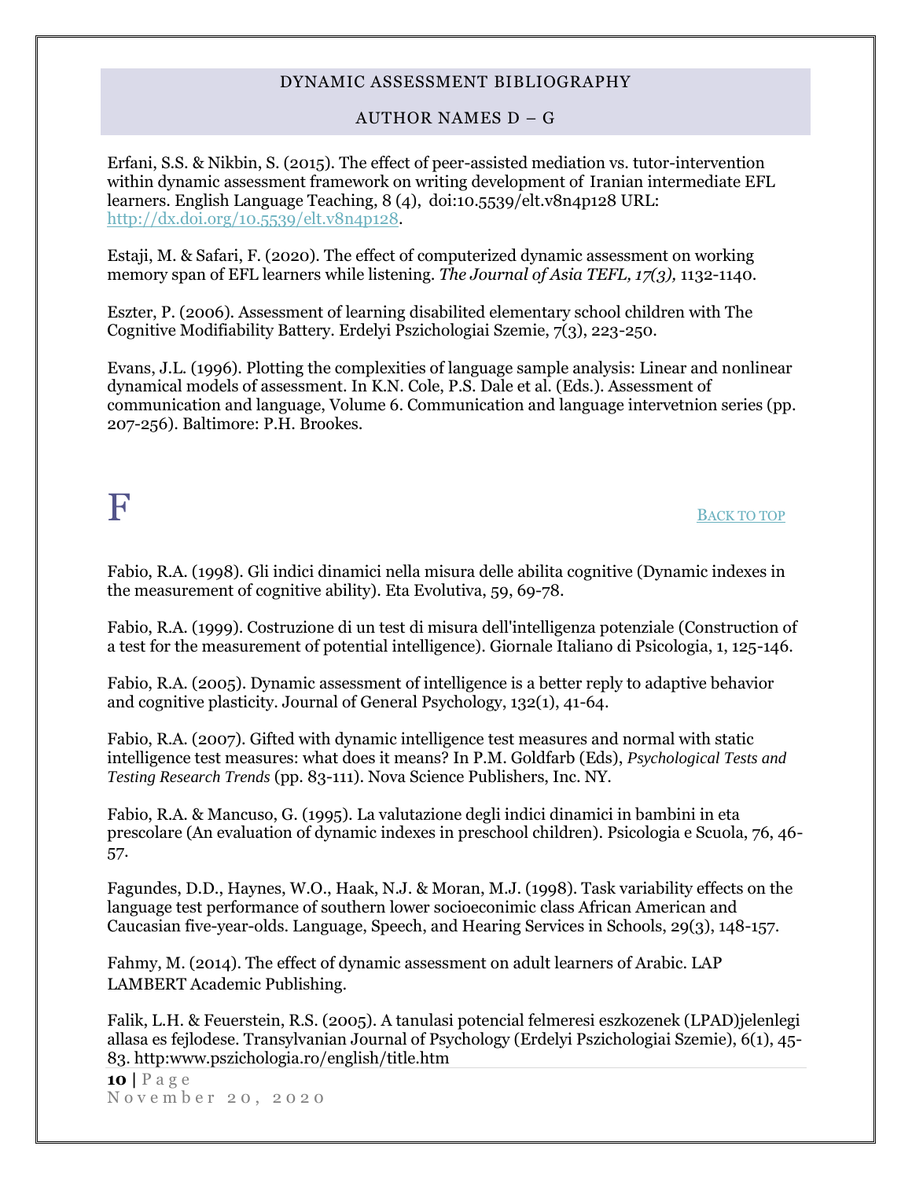Erfani, S.S. & Nikbin, S. (2015). The effect of peer-assisted mediation vs. tutor-intervention within dynamic assessment framework on writing development of Iranian intermediate EFL learners. English Language Teaching, 8 (4), doi:10.5539/elt.v8n4p128 URL: http://dx.doi.org/10.5539/elt.v8n4p128.

Estaji, M. & Safari, F. (2020). The effect of computerized dynamic assessment on working memory span of EFL learners while listening. *The Journal of Asia TEFL, 17(3),* 1132-1140.

Eszter, P. (2006). Assessment of learning disabilited elementary school children with The Cognitive Modifiability Battery. Erdelyi Pszichologiai Szemie, 7(3), 223-250.

Evans, J.L. (1996). Plotting the complexities of language sample analysis: Linear and nonlinear dynamical models of assessment. In K.N. Cole, P.S. Dale et al. (Eds.). Assessment of communication and language, Volume 6. Communication and language intervetnion series (pp. 207-256). Baltimore: P.H. Brookes.

# F

BACK TO TOP

Fabio, R.A. (1998). Gli indici dinamici nella misura delle abilita cognitive (Dynamic indexes in the measurement of cognitive ability). Eta Evolutiva, 59, 69-78.

Fabio, R.A. (1999). Costruzione di un test di misura dell'intelligenza potenziale (Construction of a test for the measurement of potential intelligence). Giornale Italiano di Psicologia, 1, 125-146.

Fabio, R.A. (2005). Dynamic assessment of intelligence is a better reply to adaptive behavior and cognitive plasticity. Journal of General Psychology, 132(1), 41-64.

Fabio, R.A. (2007). Gifted with dynamic intelligence test measures and normal with static intelligence test measures: what does it means? In P.M. Goldfarb (Eds), *Psychological Tests and Testing Research Trends* (pp. 83-111). Nova Science Publishers, Inc. NY.

Fabio, R.A. & Mancuso, G. (1995). La valutazione degli indici dinamici in bambini in eta prescolare (An evaluation of dynamic indexes in preschool children). Psicologia e Scuola, 76, 46-57.

Fagundes, D.D., Haynes, W.O., Haak, N.J. & Moran, M.J. (1998). Task variability effects on the language test performance of southern lower socioeconimic class African American and Caucasian five-year-olds. Language, Speech, and Hearing Services in Schools, 29(3), 148-157.

Fahmy, M. (2014). The effect of dynamic assessment on adult learners of Arabic. LAP LAMBERT Academic Publishing.

Falik, L.H. & Feuerstein, R.S. (2005). A tanulasi potencial felmeresi eszkozenek (LPAD)jelenlegi allasa es fejlodese. Transylvanian Journal of Psychology (Erdelyi Pszichologiai Szemie), 6(1), 45-83. http:www.pszichologia.ro/english/title.htm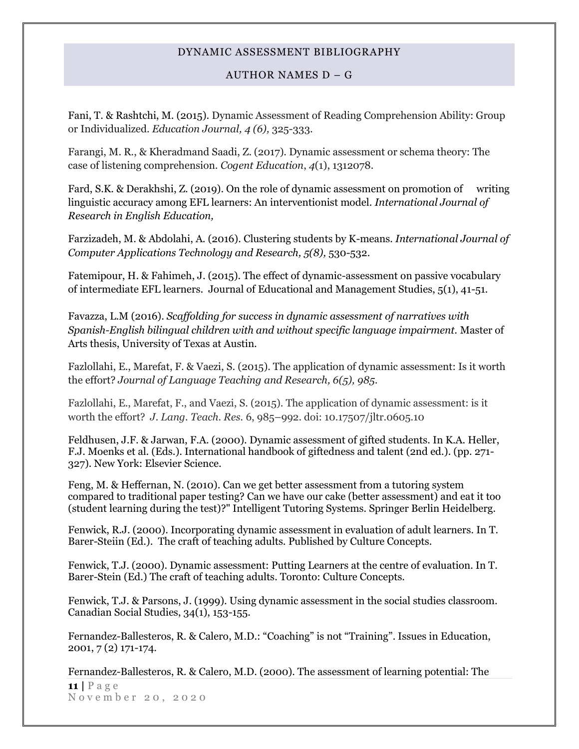Fani, T. & Rashtchi, M. (2015). Dynamic Assessment of Reading Comprehension Ability: Group or Individualized. *Education Journal, 4 (6),* 325-333.

Farangi, M. R., & Kheradmand Saadi, Z. (2017). Dynamic assessment or schema theory: The case of listening comprehension. *Cogent Education*, *4*(1), 1312078.

Fard, S.K. & Derakhshi, Z. (2019). On the role of dynamic assessment on promotion of writing linguistic accuracy among EFL learners: An interventionist model. *International Journal of Research in English Education,*

Farzizadeh, M. & Abdolahi, A. (2016). Clustering students by K-means. *International Journal of Computer Applications Technology and Research, 5(8),* 530-532.

Fatemipour, H. & Fahimeh, J. (2015). The effect of dynamic-assessment on passive vocabulary of intermediate EFL learners. Journal of Educational and Management Studies, 5(1), 41-51.

Favazza, L.M (2016). *Scaffolding for success in dynamic assessment of narratives with Spanish-English bilingual children with and without specific language impairment.* Master of Arts thesis, University of Texas at Austin.

Fazlollahi, E., Marefat, F. & Vaezi, S. (2015). The application of dynamic assessment: Is it worth the effort? *Journal of Language Teaching and Research, 6(5), 985.*

Fazlollahi, E., Marefat, F., and Vaezi, S. (2015). The application of dynamic assessment: is it worth the effort? *J. Lang. Teach. Res.* 6, 985–992. doi: 10.17507/jltr.0605.10

Feldhusen, J.F. & Jarwan, F.A. (2000). Dynamic assessment of gifted students. In K.A. Heller, F.J. Moenks et al. (Eds.). International handbook of giftedness and talent (2nd ed.). (pp. 271-327). New York: Elsevier Science.

Feng, M. & Heffernan, N. (2010). Can we get better assessment from a tutoring system compared to traditional paper testing? Can we have our cake (better assessment) and eat it too (student learning during the test)?" Intelligent Tutoring Systems. Springer Berlin Heidelberg.

Fenwick, R.J. (2000). Incorporating dynamic assessment in evaluation of adult learners. In T. Barer-Steiin (Ed.). The craft of teaching adults. Published by Culture Concepts.

Fenwick, T.J. (2000). Dynamic assessment: Putting Learners at the centre of evaluation. In T. Barer-Stein (Ed.) The craft of teaching adults. Toronto: Culture Concepts.

Fenwick, T.J. & Parsons, J. (1999). Using dynamic assessment in the social studies classroom. Canadian Social Studies, 34(1), 153-155.

Fernandez-Ballesteros, R. & Calero, M.D.: "Coaching" is not "Training". Issues in Education, 2001, 7 (2) 171-174.

Fernandez-Ballesteros, R. & Calero, M.D. (2000). The assessment of learning potential: The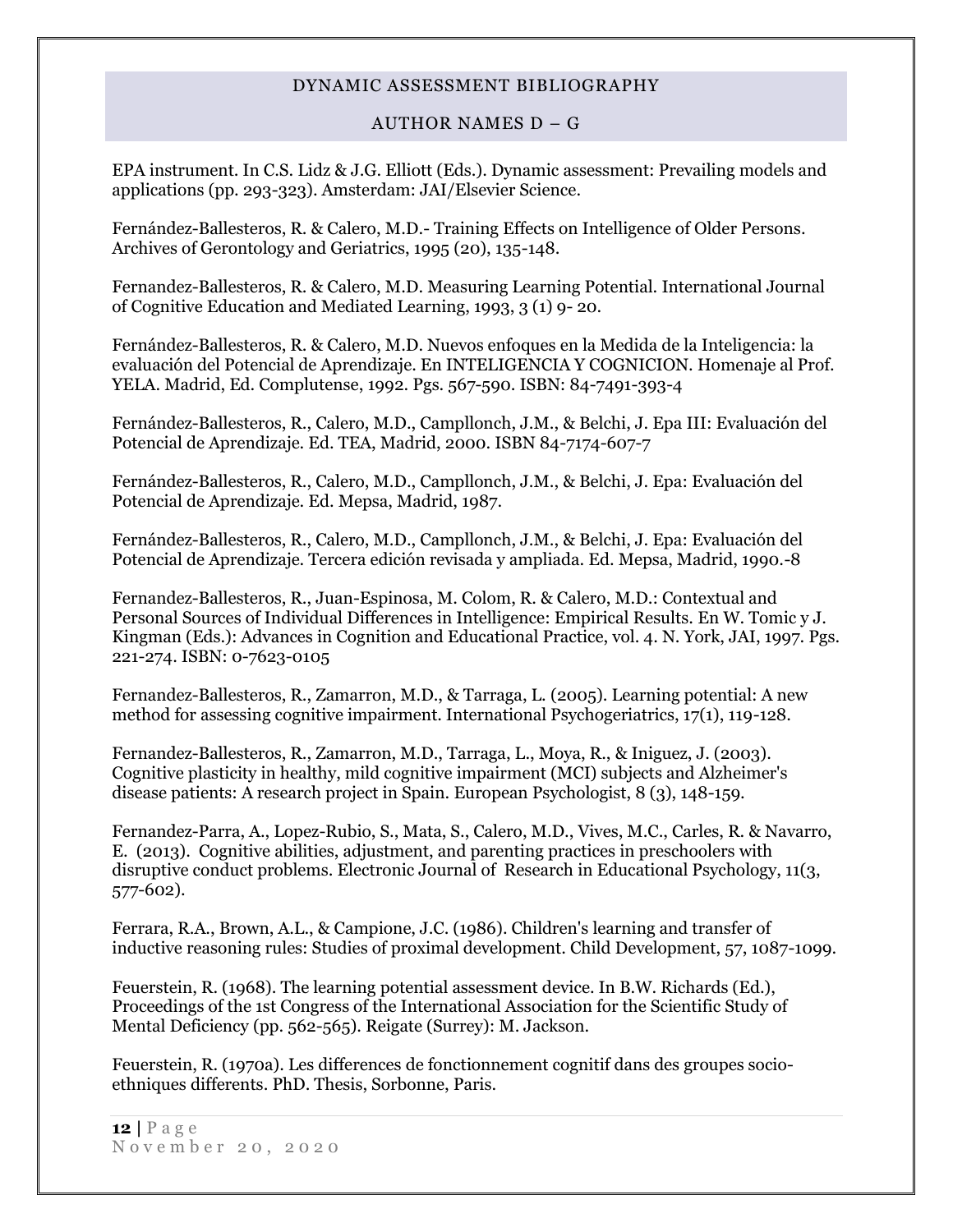EPA instrument. In C.S. Lidz & J.G. Elliott (Eds.). Dynamic assessment: Prevailing models and applications (pp. 293-323). Amsterdam: JAI/Elsevier Science.

Fernández-Ballesteros, R. & Calero, M.D.- Training Effects on Intelligence of Older Persons. Archives of Gerontology and Geriatrics, 1995 (20), 135-148.

Fernandez-Ballesteros, R. & Calero, M.D. Measuring Learning Potential. International Journal of Cognitive Education and Mediated Learning, 1993, 3 (1) 9- 20.

Fernández-Ballesteros, R. & Calero, M.D. Nuevos enfoques en la Medida de la Inteligencia: la evaluación del Potencial de Aprendizaje. En INTELIGENCIA Y COGNICION. Homenaje al Prof. YELA. Madrid, Ed. Complutense, 1992. Pgs. 567-590. ISBN: 84-7491-393-4

Fernández-Ballesteros, R., Calero, M.D., Campllonch, J.M., & Belchi, J. Epa III: Evaluación del Potencial de Aprendizaje. Ed. TEA, Madrid, 2000. ISBN 84-7174-607-7

Fernández-Ballesteros, R., Calero, M.D., Campllonch, J.M., & Belchi, J. Epa: Evaluación del Potencial de Aprendizaje. Ed. Mepsa, Madrid, 1987.

Fernández-Ballesteros, R., Calero, M.D., Campllonch, J.M., & Belchi, J. Epa: Evaluación del Potencial de Aprendizaje. Tercera edición revisada y ampliada. Ed. Mepsa, Madrid, 1990.-8

Fernandez-Ballesteros, R., Juan-Espinosa, M. Colom, R. & Calero, M.D.: Contextual and Personal Sources of Individual Differences in Intelligence: Empirical Results. En W. Tomic y J. Kingman (Eds.): Advances in Cognition and Educational Practice, vol. 4. N. York, JAI, 1997. Pgs. 221-274. ISBN: 0-7623-0105

Fernandez-Ballesteros, R., Zamarron, M.D., & Tarraga, L. (2005). Learning potential: A new method for assessing cognitive impairment. International Psychogeriatrics, 17(1), 119-128.

Fernandez-Ballesteros, R., Zamarron, M.D., Tarraga, L., Moya, R., & Iniguez, J. (2003). Cognitive plasticity in healthy, mild cognitive impairment (MCI) subjects and Alzheimer's disease patients: A research project in Spain. European Psychologist, 8 (3), 148-159.

Fernandez-Parra, A., Lopez-Rubio, S., Mata, S., Calero, M.D., Vives, M.C., Carles, R. & Navarro, E. (2013). Cognitive abilities, adjustment, and parenting practices in preschoolers with disruptive conduct problems. Electronic Journal of Research in Educational Psychology, 11(3, 577-602).

Ferrara, R.A., Brown, A.L., & Campione, J.C. (1986). Children's learning and transfer of inductive reasoning rules: Studies of proximal development. Child Development, 57, 1087-1099.

Feuerstein, R. (1968). The learning potential assessment device. In B.W. Richards (Ed.), Proceedings of the 1st Congress of the International Association for the Scientific Study of Mental Deficiency (pp. 562-565). Reigate (Surrey): M. Jackson.

Feuerstein, R. (1970a). Les differences de fonctionnement cognitif dans des groupes socio-ethniques differents. PhD. Thesis, Sorbonne, Paris.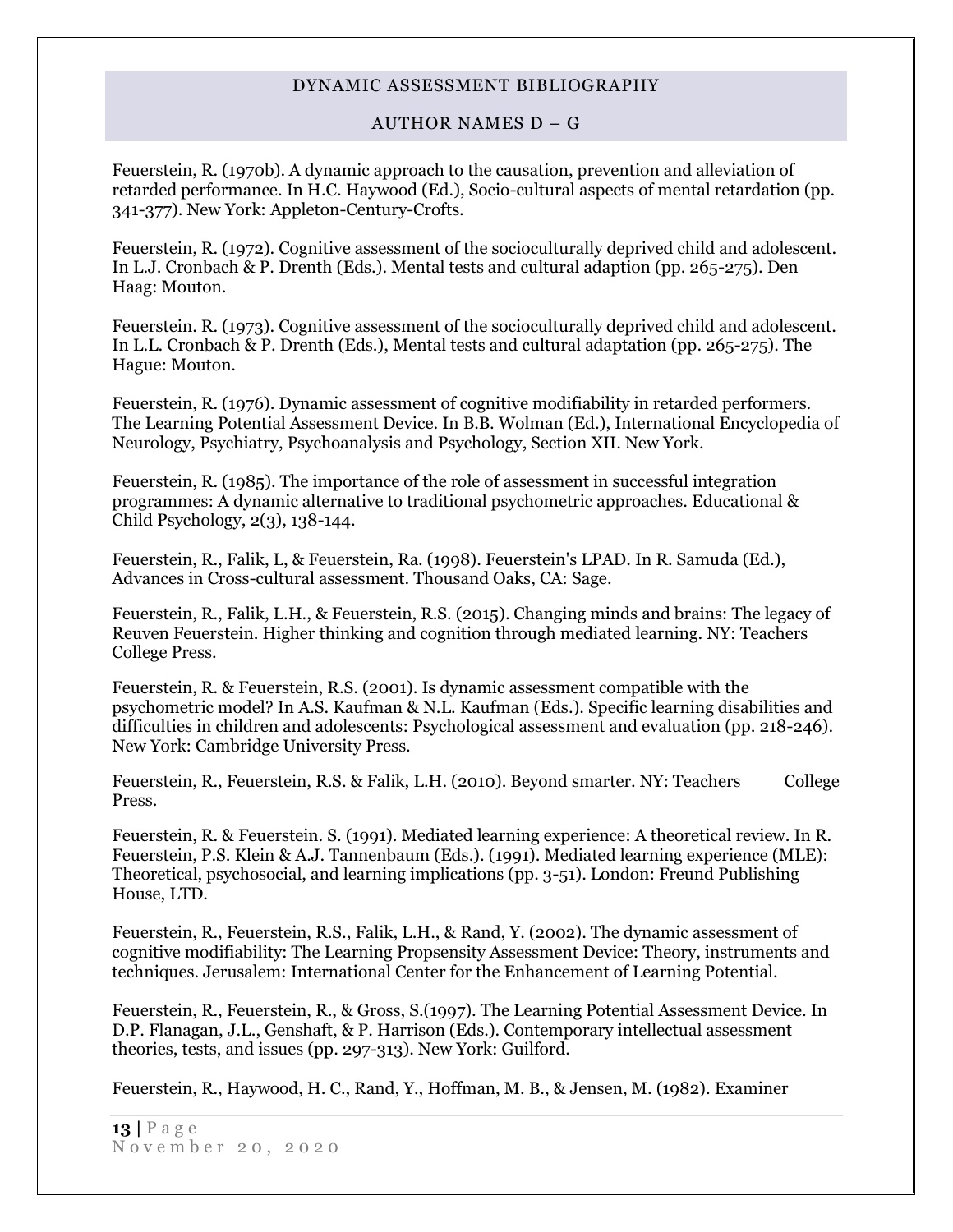Feuerstein, R. (1970b). A dynamic approach to the causation, prevention and alleviation of retarded performance. In H.C. Haywood (Ed.), Socio-cultural aspects of mental retardation (pp. 341-377). New York: Appleton-Century-Crofts.

Feuerstein, R. (1972). Cognitive assessment of the socioculturally deprived child and adolescent. In L.J. Cronbach & P. Drenth (Eds.). Mental tests and cultural adaption (pp. 265-275). Den Haag: Mouton.

Feuerstein. R. (1973). Cognitive assessment of the socioculturally deprived child and adolescent. In L.L. Cronbach & P. Drenth (Eds.), Mental tests and cultural adaptation (pp. 265-275). The Hague: Mouton.

Feuerstein, R. (1976). Dynamic assessment of cognitive modifiability in retarded performers. The Learning Potential Assessment Device. In B.B. Wolman (Ed.), International Encyclopedia of Neurology, Psychiatry, Psychoanalysis and Psychology, Section XII. New York.

Feuerstein, R. (1985). The importance of the role of assessment in successful integration programmes: A dynamic alternative to traditional psychometric approaches. Educational & Child Psychology, 2(3), 138-144.

Feuerstein, R., Falik, L, & Feuerstein, Ra. (1998). Feuerstein's LPAD. In R. Samuda (Ed.), Advances in Cross-cultural assessment. Thousand Oaks, CA: Sage.

Feuerstein, R., Falik, L.H., & Feuerstein, R.S. (2015). Changing minds and brains: The legacy of Reuven Feuerstein. Higher thinking and cognition through mediated learning. NY: Teachers College Press.

Feuerstein, R. & Feuerstein, R.S. (2001). Is dynamic assessment compatible with the psychometric model? In A.S. Kaufman & N.L. Kaufman (Eds.). Specific learning disabilities and difficulties in children and adolescents: Psychological assessment and evaluation (pp. 218-246). New York: Cambridge University Press.

Feuerstein, R., Feuerstein, R.S. & Falik, L.H. (2010). Beyond smarter. NY: Teachers College Press.

Feuerstein, R. & Feuerstein. S. (1991). Mediated learning experience: A theoretical review. In R. Feuerstein, P.S. Klein & A.J. Tannenbaum (Eds.). (1991). Mediated learning experience (MLE): Theoretical, psychosocial, and learning implications (pp. 3-51). London: Freund Publishing House, LTD.

Feuerstein, R., Feuerstein, R.S., Falik, L.H., & Rand, Y. (2002). The dynamic assessment of cognitive modifiability: The Learning Propsensity Assessment Device: Theory, instruments and techniques. Jerusalem: International Center for the Enhancement of Learning Potential.

Feuerstein, R., Feuerstein, R., & Gross, S.(1997). The Learning Potential Assessment Device. In D.P. Flanagan, J.L., Genshaft, & P. Harrison (Eds.). Contemporary intellectual assessment theories, tests, and issues (pp. 297-313). New York: Guilford.

Feuerstein, R., Haywood, H. C., Rand, Y., Hoffman, M. B., & Jensen, M. (1982). Examiner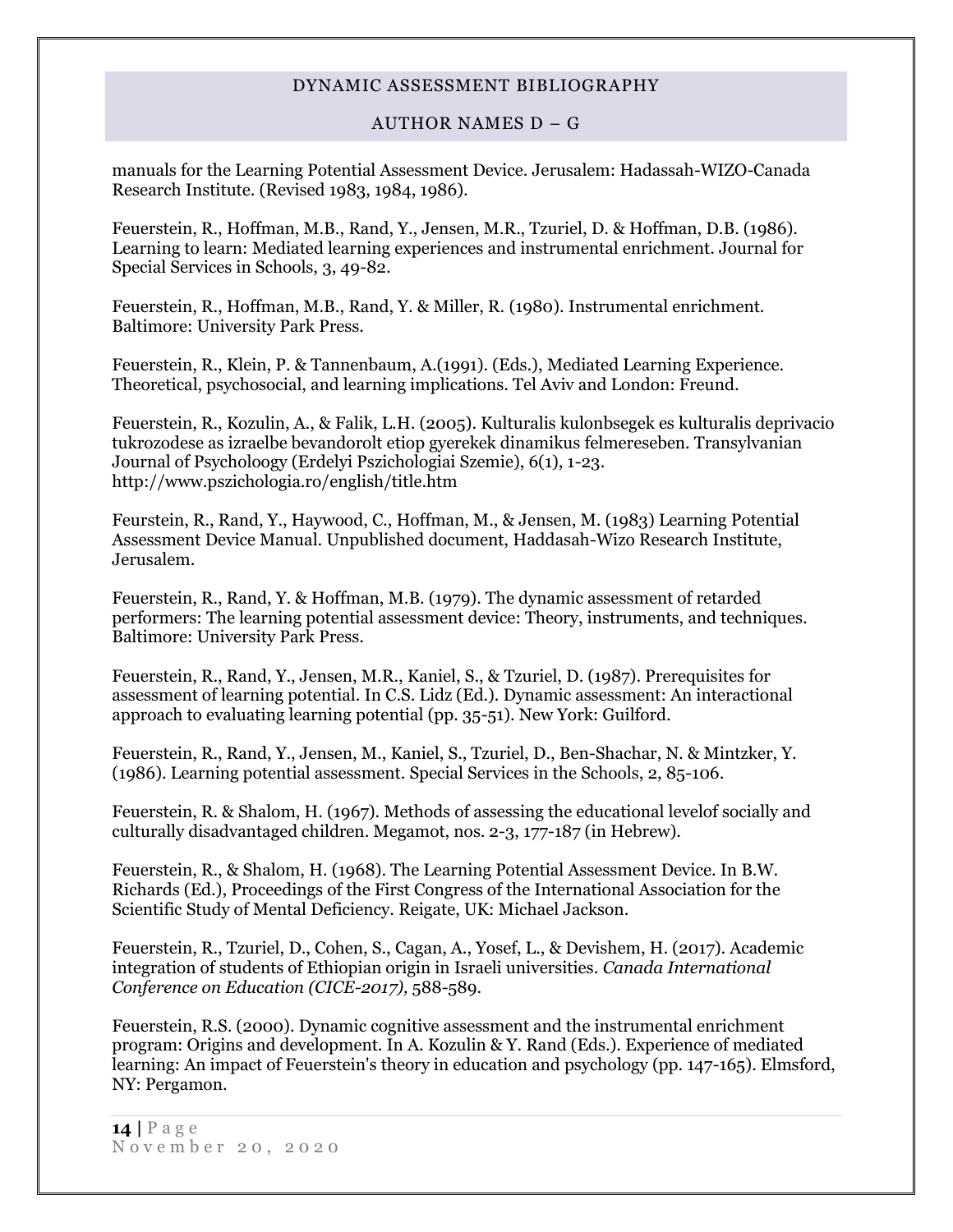manuals for the Learning Potential Assessment Device. Jerusalem: Hadassah-WIZO-Canada Research Institute. (Revised 1983, 1984, 1986).

Feuerstein, R., Hoffman, M.B., Rand, Y., Jensen, M.R., Tzuriel, D. & Hoffman, D.B. (1986). Learning to learn: Mediated learning experiences and instrumental enrichment. Journal for Special Services in Schools, 3, 49-82.

Feuerstein, R., Hoffman, M.B., Rand, Y. & Miller, R. (1980). Instrumental enrichment. Baltimore: University Park Press.

Feuerstein, R., Klein, P. & Tannenbaum, A.(1991). (Eds.), Mediated Learning Experience. Theoretical, psychosocial, and learning implications. Tel Aviv and London: Freund.

Feuerstein, R., Kozulin, A., & Falik, L.H. (2005). Kulturalis kulonbsegek es kulturalis deprivacio tukrozodese as izraelbe bevandorolt etiop gyerekek dinamikus felmereseben. Transylvanian Journal of Psycholoogy (Erdelyi Pszichologiai Szemie), 6(1), 1-23. http://www.pszichologia.ro/english/title.htm

Feurstein, R., Rand, Y., Haywood, C., Hoffman, M., & Jensen, M. (1983) Learning Potential Assessment Device Manual. Unpublished document, Haddasah-Wizo Research Institute, Jerusalem.

Feuerstein, R., Rand, Y. & Hoffman, M.B. (1979). The dynamic assessment of retarded performers: The learning potential assessment device: Theory, instruments, and techniques. Baltimore: University Park Press.

Feuerstein, R., Rand, Y., Jensen, M.R., Kaniel, S., & Tzuriel, D. (1987). Prerequisites for assessment of learning potential. In C.S. Lidz (Ed.). Dynamic assessment: An interactional approach to evaluating learning potential (pp. 35-51). New York: Guilford.

Feuerstein, R., Rand, Y., Jensen, M., Kaniel, S., Tzuriel, D., Ben-Shachar, N. & Mintzker, Y. (1986). Learning potential assessment. Special Services in the Schools, 2, 85-106.

Feuerstein, R. & Shalom, H. (1967). Methods of assessing the educational levelof socially and culturally disadvantaged children. Megamot, nos. 2-3, 177-187 (in Hebrew).

Feuerstein, R., & Shalom, H. (1968). The Learning Potential Assessment Device. In B.W. Richards (Ed.), Proceedings of the First Congress of the International Association for the Scientific Study of Mental Deficiency. Reigate, UK: Michael Jackson.

Feuerstein, R., Tzuriel, D., Cohen, S., Cagan, A., Yosef, L., & Devishem, H. (2017). Academic integration of students of Ethiopian origin in Israeli universities. *Canada International Conference on Education (CICE-2017),* 588-589.

Feuerstein, R.S. (2000). Dynamic cognitive assessment and the instrumental enrichment program: Origins and development. In A. Kozulin & Y. Rand (Eds.). Experience of mediated learning: An impact of Feuerstein's theory in education and psychology (pp. 147-165). Elmsford, NY: Pergamon.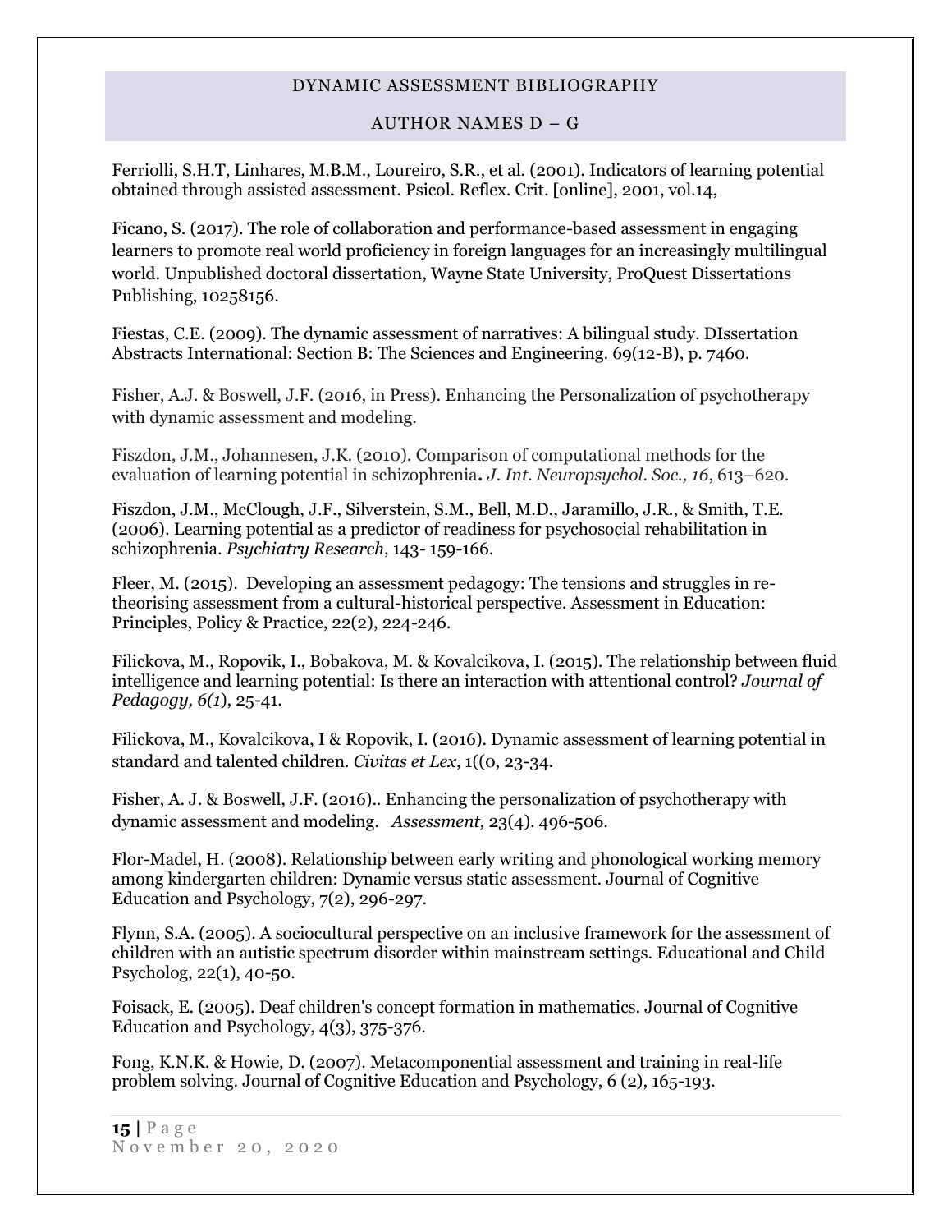Ferriolli, S.H.T, Linhares, M.B.M., Loureiro, S.R., et al. (2001). Indicators of learning potential obtained through assisted assessment. Psicol. Reflex. Crit. [online], 2001, vol.14,

Ficano, S. (2017). The role of collaboration and performance-based assessment in engaging learners to promote real world proficiency in foreign languages for an increasingly multilingual world. Unpublished doctoral dissertation, Wayne State University, ProQuest Dissertations Publishing, 10258156.

Fiestas, C.E. (2009). The dynamic assessment of narratives: A bilingual study. DIssertation Abstracts International: Section B: The Sciences and Engineering. 69(12-B), p. 7460.

Fisher, A.J. & Boswell, J.F. (2016, in Press). Enhancing the Personalization of psychotherapy with dynamic assessment and modeling.

Fiszdon, J.M., Johannesen, J.K. (2010). Comparison of computational methods for the evaluation of learning potential in schizophrenia**.** *J. Int. Neuropsychol. Soc., 16*, 613–620.

Fiszdon, J.M., McClough, J.F., Silverstein, S.M., Bell, M.D., Jaramillo, J.R., & Smith, T.E. (2006). Learning potential as a predictor of readiness for psychosocial rehabilitation in schizophrenia. *Psychiatry Research*, 143- 159-166.

Fleer, M. (2015). Developing an assessment pedagogy: The tensions and struggles in re-theorising assessment from a cultural-historical perspective. Assessment in Education: Principles, Policy & Practice, 22(2), 224-246.

Filickova, M., Ropovik, I., Bobakova, M. & Kovalcikova, I. (2015). The relationship between fluid intelligence and learning potential: Is there an interaction with attentional control? *Journal of Pedagogy, 6(1)*, 25-41.

Filickova, M., Kovalcikova, I & Ropovik, I. (2016). Dynamic assessment of learning potential in standard and talented children. *Civitas et Lex*, 1((0, 23-34.

Fisher, A. J. & Boswell, J.F. (2016).. Enhancing the personalization of psychotherapy with dynamic assessment and modeling. *Assessment,* 23(4). 496-506.

Flor-Madel, H. (2008). Relationship between early writing and phonological working memory among kindergarten children: Dynamic versus static assessment. Journal of Cognitive Education and Psychology, 7(2), 296-297.

Flynn, S.A. (2005). A sociocultural perspective on an inclusive framework for the assessment of children with an autistic spectrum disorder within mainstream settings. Educational and Child Psycholog, 22(1), 40-50.

Foisack, E. (2005). Deaf children's concept formation in mathematics. Journal of Cognitive Education and Psychology, 4(3), 375-376.

Fong, K.N.K. & Howie, D. (2007). Metacomponential assessment and training in real-life problem solving. Journal of Cognitive Education and Psychology, 6 (2), 165-193.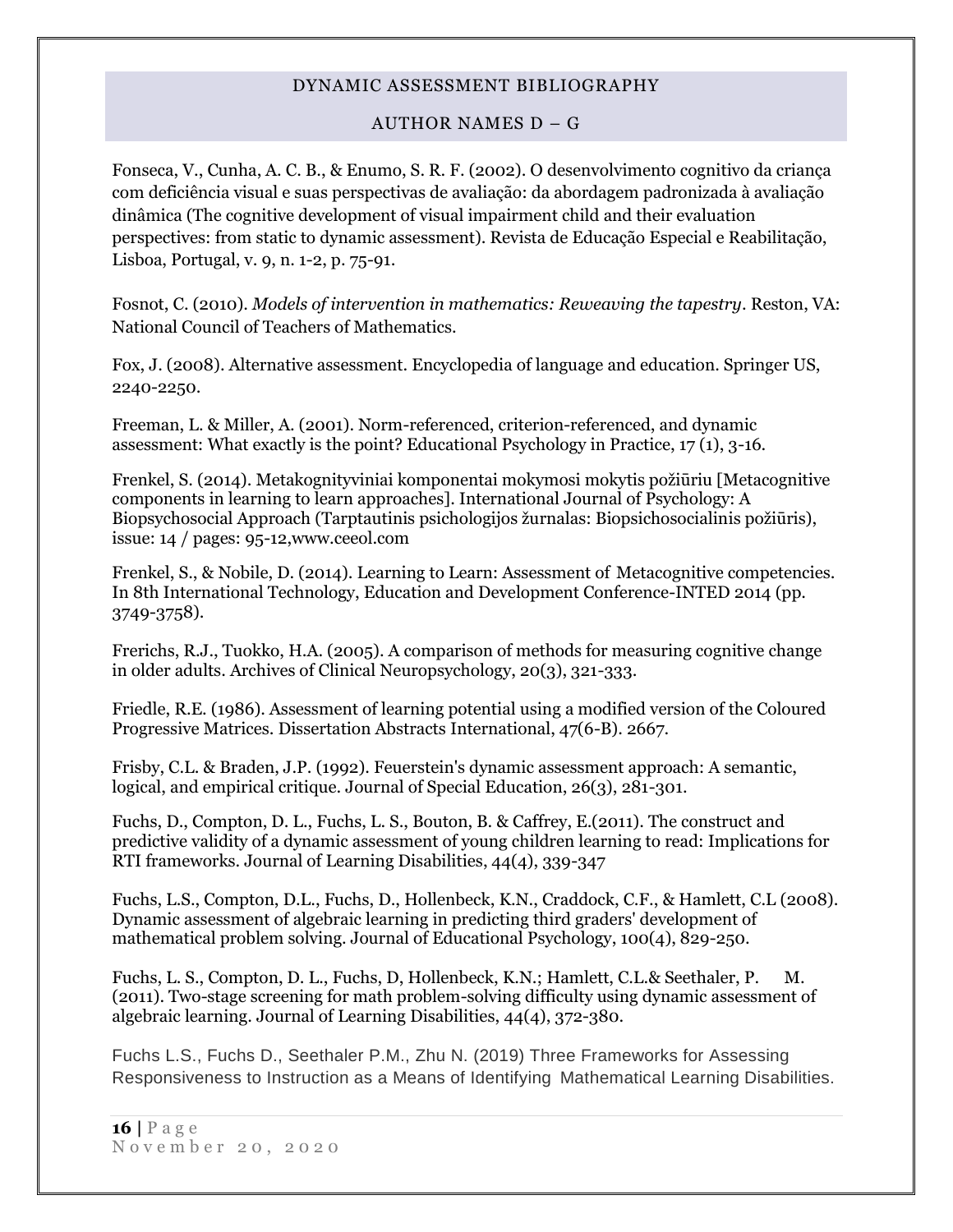Fonseca, V., Cunha, A. C. B., & Enumo, S. R. F. (2002). O desenvolvimento cognitivo da criança com deficiência visual e suas perspectivas de avaliação: da abordagem padronizada à avaliação dinâmica (The cognitive development of visual impairment child and their evaluation perspectives: from static to dynamic assessment). Revista de Educação Especial e Reabilitação, Lisboa, Portugal, v. 9, n. 1-2, p. 75-91.

Fosnot, C. (2010). *Models of intervention in mathematics: Reweaving the tapestry*. Reston, VA: National Council of Teachers of Mathematics.

Fox, J. (2008). Alternative assessment. Encyclopedia of language and education. Springer US, 2240-2250.

Freeman, L. & Miller, A. (2001). Norm-referenced, criterion-referenced, and dynamic assessment: What exactly is the point? Educational Psychology in Practice, 17 (1), 3-16.

Frenkel, S. (2014). Metakognityviniai komponentai mokymosi mokytis požiūriu [Metacognitive components in learning to learn approaches]. International Journal of Psychology: A Biopsychosocial Approach (Tarptautinis psichologijos žurnalas: Biopsichosocialinis požiūris), issue: 14 / pages: 95-12,www.ceeol.com

Frenkel, S., & Nobile, D. (2014). Learning to Learn: Assessment of Metacognitive competencies. In 8th International Technology, Education and Development Conference-INTED 2014 (pp. 3749-3758).

Frerichs, R.J., Tuokko, H.A. (2005). A comparison of methods for measuring cognitive change in older adults. Archives of Clinical Neuropsychology, 20(3), 321-333.

Friedle, R.E. (1986). Assessment of learning potential using a modified version of the Coloured Progressive Matrices. Dissertation Abstracts International, 47(6-B). 2667.

Frisby, C.L. & Braden, J.P. (1992). Feuerstein's dynamic assessment approach: A semantic, logical, and empirical critique. Journal of Special Education, 26(3), 281-301.

Fuchs, D., Compton, D. L., Fuchs, L. S., Bouton, B. & Caffrey, E.(2011). The construct and predictive validity of a dynamic assessment of young children learning to read: Implications for RTI frameworks. Journal of Learning Disabilities, 44(4), 339-347

Fuchs, L.S., Compton, D.L., Fuchs, D., Hollenbeck, K.N., Craddock, C.F., & Hamlett, C.L (2008). Dynamic assessment of algebraic learning in predicting third graders' development of mathematical problem solving. Journal of Educational Psychology, 100(4), 829-250.

Fuchs, L. S., Compton, D. L., Fuchs, D, Hollenbeck, K.N.; Hamlett, C.L.& Seethaler, P. M. (2011). Two-stage screening for math problem-solving difficulty using dynamic assessment of algebraic learning. Journal of Learning Disabilities, 44(4), 372-380.

Fuchs L.S., Fuchs D., Seethaler P.M., Zhu N. (2019) Three Frameworks for Assessing Responsiveness to Instruction as a Means of Identifying Mathematical Learning Disabilities.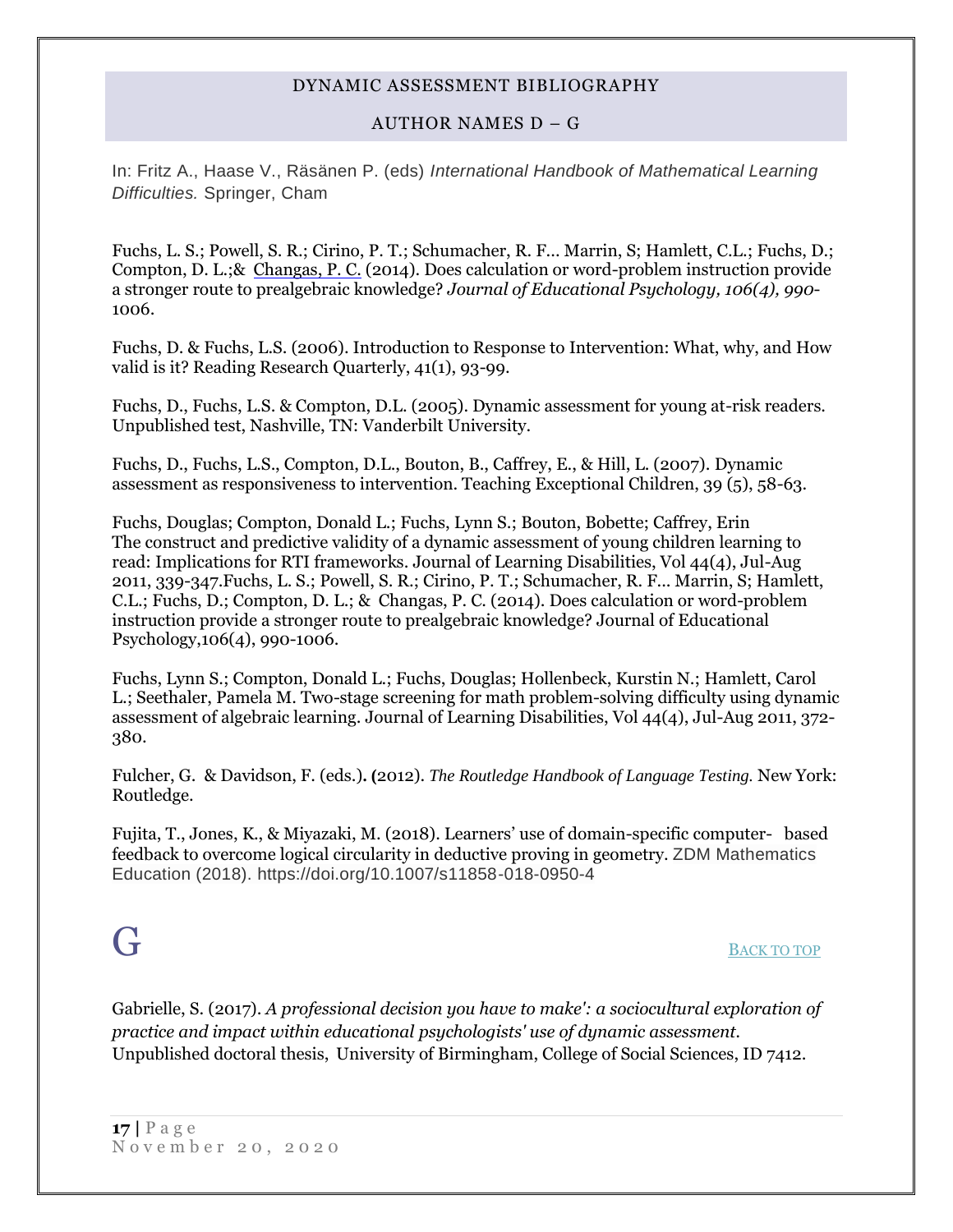In: Fritz A., Haase V., Räsänen P. (eds) *International Handbook of Mathematical Learning Difficulties.* Springer, Cham

Fuchs, L. S.; Powell, S. R.; Cirino, P. T.; Schumacher, R. F… Marrin, S; Hamlett, C.L.; Fuchs, D.; Compton, D. L.;& Changas, P. C. (2014). Does calculation or word-problem instruction provide a stronger route to prealgebraic knowledge? *Journal of Educational Psychology, 106(4), 990-1006.*

Fuchs, D. & Fuchs, L.S. (2006). Introduction to Response to Intervention: What, why, and How valid is it? Reading Research Quarterly, 41(1), 93-99.

Fuchs, D., Fuchs, L.S. & Compton, D.L. (2005). Dynamic assessment for young at-risk readers. Unpublished test, Nashville, TN: Vanderbilt University.

Fuchs, D., Fuchs, L.S., Compton, D.L., Bouton, B., Caffrey, E., & Hill, L. (2007). Dynamic assessment as responsiveness to intervention. Teaching Exceptional Children, 39 (5), 58-63.

Fuchs, Douglas; Compton, Donald L.; Fuchs, Lynn S.; Bouton, Bobette; Caffrey, Erin
The construct and predictive validity of a dynamic assessment of young children learning to read: Implications for RTI frameworks. Journal of Learning Disabilities, Vol 44(4), Jul-Aug 2011, 339-347.Fuchs, L. S.; Powell, S. R.; Cirino, P. T.; Schumacher, R. F… Marrin, S; Hamlett, C.L.; Fuchs, D.; Compton, D. L.; & Changas, P. C. (2014). Does calculation or word-problem instruction provide a stronger route to prealgebraic knowledge? Journal of Educational Psychology,106(4), 990-1006.

Fuchs, Lynn S.; Compton, Donald L.; Fuchs, Douglas; Hollenbeck, Kurstin N.; Hamlett, Carol L.; Seethaler, Pamela M. Two-stage screening for math problem-solving difficulty using dynamic assessment of algebraic learning. Journal of Learning Disabilities, Vol 44(4), Jul-Aug 2011, 372-380.

Fulcher, G. & Davidson, F. (eds.). (2012). *The Routledge Handbook of Language Testing.* New York: Routledge.

Fujita, T., Jones, K., & Miyazaki, M. (2018). Learners' use of domain-specific computer- based feedback to overcome logical circularity in deductive proving in geometry. ZDM Mathematics Education (2018). https://doi.org/10.1007/s11858-018-0950-4

# G

[Back to top]

Gabrielle, S. (2017). *A professional decision you have to make': a sociocultural exploration of practice and impact within educational psychologists' use of dynamic assessment.* Unpublished doctoral thesis, University of Birmingham, College of Social Sciences, ID 7412.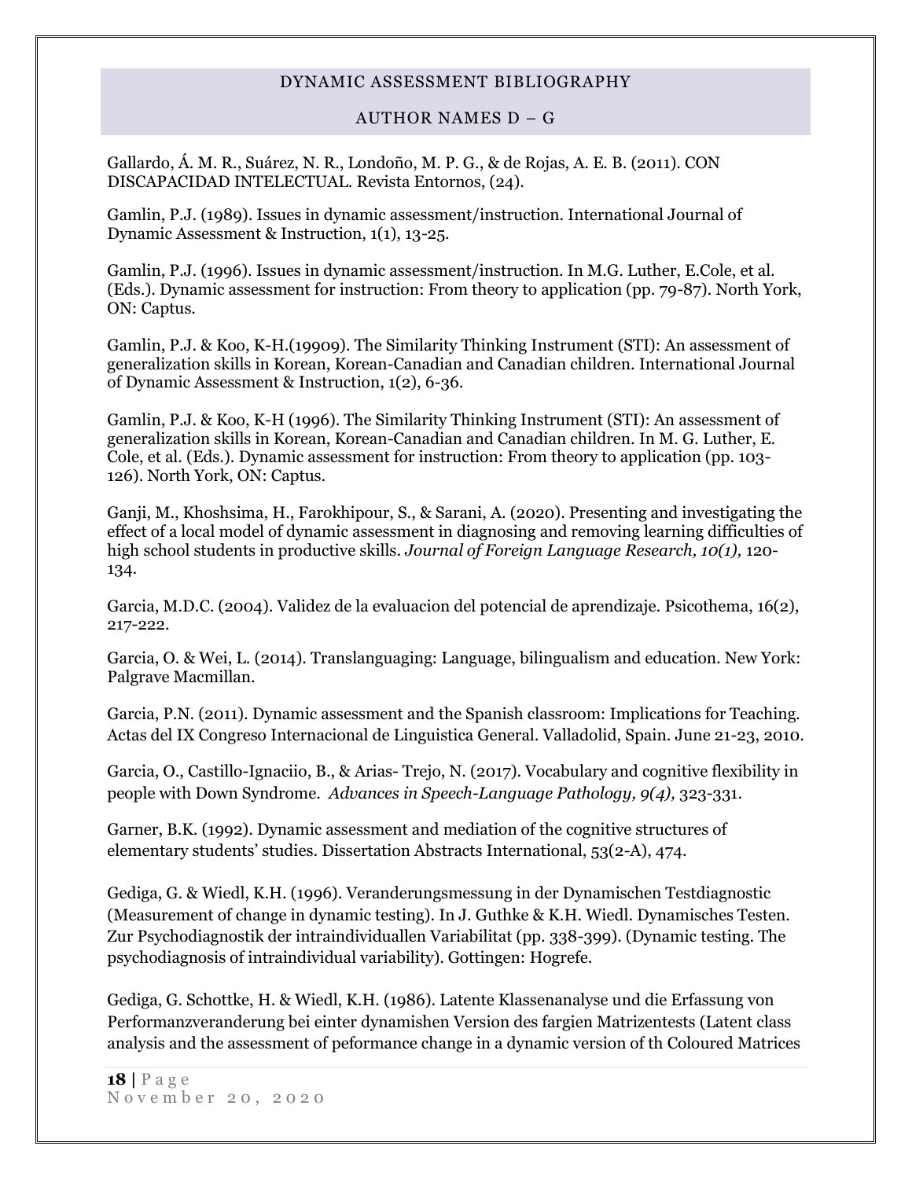Gallardo, Á. M. R., Suárez, N. R., Londoño, M. P. G., & de Rojas, A. E. B. (2011). CON DISCAPACIDAD INTELECTUAL. Revista Entornos, (24).

Gamlin, P.J. (1989). Issues in dynamic assessment/instruction. International Journal of Dynamic Assessment & Instruction, 1(1), 13-25.

Gamlin, P.J. (1996). Issues in dynamic assessment/instruction. In M.G. Luther, E.Cole, et al. (Eds.). Dynamic assessment for instruction: From theory to application (pp. 79-87). North York, ON: Captus.

Gamlin, P.J. & Koo, K-H.(19909). The Similarity Thinking Instrument (STI): An assessment of generalization skills in Korean, Korean-Canadian and Canadian children. International Journal of Dynamic Assessment & Instruction, 1(2), 6-36.

Gamlin, P.J. & Koo, K-H (1996). The Similarity Thinking Instrument (STI): An assessment of generalization skills in Korean, Korean-Canadian and Canadian children. In M. G. Luther, E. Cole, et al. (Eds.). Dynamic assessment for instruction: From theory to application (pp. 103-126). North York, ON: Captus.

Ganji, M., Khoshsima, H., Farokhipour, S., & Sarani, A. (2020). Presenting and investigating the effect of a local model of dynamic assessment in diagnosing and removing learning difficulties of high school students in productive skills. *Journal of Foreign Language Research, 10(1),* 120-134.

Garcia, M.D.C. (2004). Validez de la evaluacion del potencial de aprendizaje. Psicothema, 16(2), 217-222.

Garcia, O. & Wei, L. (2014). Translanguaging: Language, bilingualism and education. New York: Palgrave Macmillan.

Garcia, P.N. (2011). Dynamic assessment and the Spanish classroom: Implications for Teaching. Actas del IX Congreso Internacional de Linguistica General. Valladolid, Spain. June 21-23, 2010.

Garcia, O., Castillo-Ignaciio, B., & Arias- Trejo, N. (2017). Vocabulary and cognitive flexibility in people with Down Syndrome. *Advances in Speech-Language Pathology, 9(4),* 323-331.

Garner, B.K. (1992). Dynamic assessment and mediation of the cognitive structures of elementary students' studies. Dissertation Abstracts International, 53(2-A), 474.

Gediga, G. & Wiedl, K.H. (1996). Veranderungsmessung in der Dynamischen Testdiagnostic (Measurement of change in dynamic testing). In J. Guthke & K.H. Wiedl. Dynamisches Testen. Zur Psychodiagnostik der intraindividuallen Variabilitat (pp. 338-399). (Dynamic testing. The psychodiagnosis of intraindividual variability). Gottingen: Hogrefe.

Gediga, G. Schottke, H. & Wiedl, K.H. (1986). Latente Klassenanalyse und die Erfassung von Performanzveranderung bei einter dynamishen Version des fargien Matrizentests (Latent class analysis and the assessment of peformance change in a dynamic version of th Coloured Matrices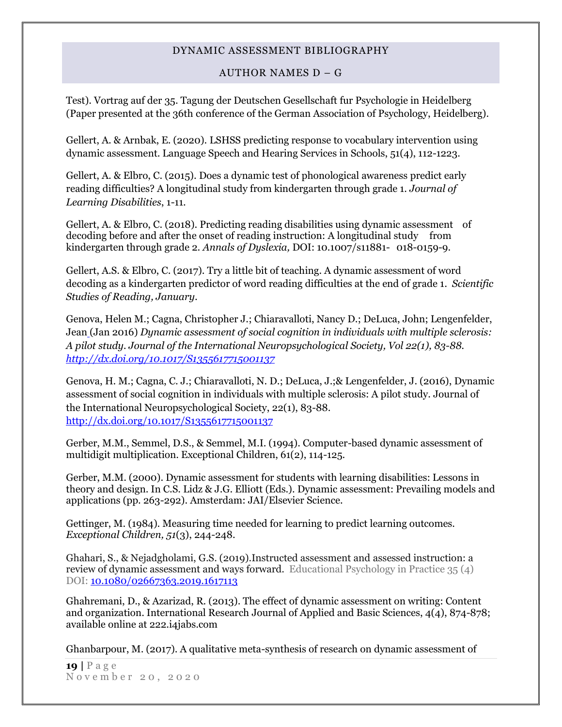Test). Vortrag auf der 35. Tagung der Deutschen Gesellschaft fur Psychologie in Heidelberg (Paper presented at the 36th conference of the German Association of Psychology, Heidelberg).

Gellert, A. & Arnbak, E. (2020). LSHSS predicting response to vocabulary intervention using dynamic assessment. Language Speech and Hearing Services in Schools, 51(4), 112-1223.

Gellert, A. & Elbro, C. (2015). Does a dynamic test of phonological awareness predict early reading difficulties? A longitudinal study from kindergarten through grade 1. *Journal of Learning Disabilities*, 1-11.

Gellert, A. & Elbro, C. (2018). Predicting reading disabilities using dynamic assessment of decoding before and after the onset of reading instruction: A longitudinal study from kindergarten through grade 2. *Annals of Dyslexia,* DOI: 10.1007/s11881- 018-0159-9.

Gellert, A.S. & Elbro, C. (2017). Try a little bit of teaching. A dynamic assessment of word decoding as a kindergarten predictor of word reading difficulties at the end of grade 1. *Scientific Studies of Reading, January*.

Genova, Helen M.; Cagna, Christopher J.; Chiaravalloti, Nancy D.; DeLuca, John; Lengenfelder, Jean (Jan 2016) *Dynamic assessment of social cognition in individuals with multiple sclerosis: A pilot study. Journal of the International Neuropsychological Society, Vol 22(1), 83-88. http://dx.doi.org/10.1017/S1355617715001137*

Genova, H. M.; Cagna, C. J.; Chiaravalloti, N. D.; DeLuca, J.;& Lengenfelder, J. (2016), Dynamic assessment of social cognition in individuals with multiple sclerosis: A pilot study. Journal of the International Neuropsychological Society, 22(1), 83-88. http://dx.doi.org/10.1017/S1355617715001137

Gerber, M.M., Semmel, D.S., & Semmel, M.I. (1994). Computer-based dynamic assessment of multidigit multiplication. Exceptional Children, 61(2), 114-125.

Gerber, M.M. (2000). Dynamic assessment for students with learning disabilities: Lessons in theory and design. In C.S. Lidz & J.G. Elliott (Eds.). Dynamic assessment: Prevailing models and applications (pp. 263-292). Amsterdam: JAI/Elsevier Science.

Gettinger, M. (1984). Measuring time needed for learning to predict learning outcomes. *Exceptional Children, 51*(3), 244-248.

Ghahari, S., & Nejadgholami, G.S. (2019).Instructed assessment and assessed instruction: a review of dynamic assessment and ways forward. Educational Psychology in Practice 35 (4) DOI: 10.1080/02667363.2019.1617113

Ghahremani, D., & Azarizad, R. (2013). The effect of dynamic assessment on writing: Content and organization. International Research Journal of Applied and Basic Sciences, 4(4), 874-878; available online at 222.i4jabs.com

Ghanbarpour, M. (2017). A qualitative meta-synthesis of research on dynamic assessment of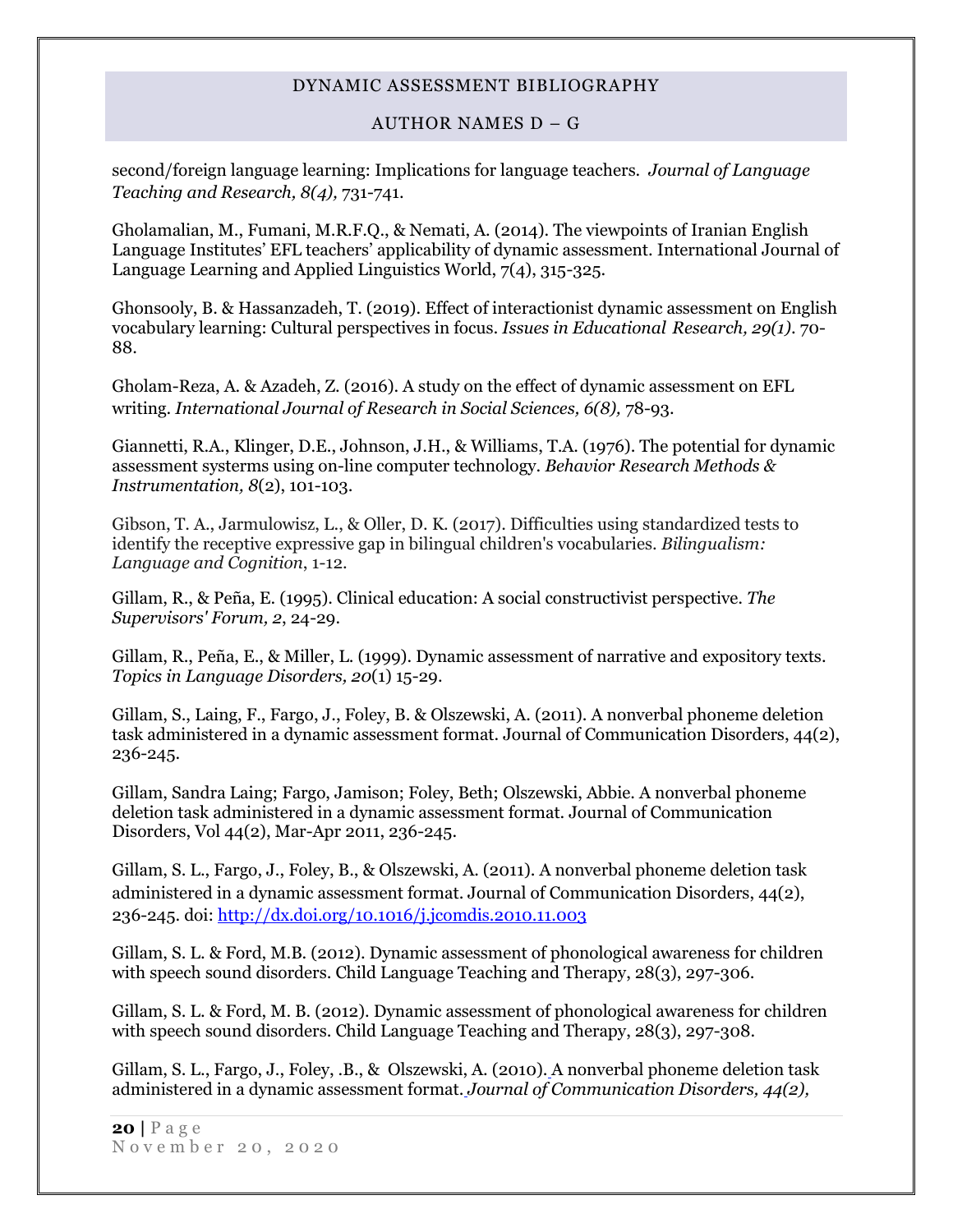second/foreign language learning: Implications for language teachers. *Journal of Language Teaching and Research, 8(4),* 731-741.

Gholamalian, M., Fumani, M.R.F.Q., & Nemati, A. (2014). The viewpoints of Iranian English Language Institutes' EFL teachers' applicability of dynamic assessment. International Journal of Language Learning and Applied Linguistics World, 7(4), 315-325.

Ghonsooly, B. & Hassanzadeh, T. (2019). Effect of interactionist dynamic assessment on English vocabulary learning: Cultural perspectives in focus. *Issues in Educational Research, 29(1).* 70-88.

Gholam-Reza, A. & Azadeh, Z. (2016). A study on the effect of dynamic assessment on EFL writing. *International Journal of Research in Social Sciences, 6(8),* 78-93.

Giannetti, R.A., Klinger, D.E., Johnson, J.H., & Williams, T.A. (1976). The potential for dynamic assessment systerms using on-line computer technology. *Behavior Research Methods & Instrumentation, 8*(2), 101-103.

Gibson, T. A., Jarmulowisz, L., & Oller, D. K. (2017). Difficulties using standardized tests to identify the receptive expressive gap in bilingual children's vocabularies. *Bilingualism: Language and Cognition*, 1-12.

Gillam, R., & Peña, E. (1995). Clinical education: A social constructivist perspective. *The Supervisors' Forum, 2*, 24-29.

Gillam, R., Peña, E., & Miller, L. (1999). Dynamic assessment of narrative and expository texts. *Topics in Language Disorders, 20*(1) 15-29.

Gillam, S., Laing, F., Fargo, J., Foley, B. & Olszewski, A. (2011). A nonverbal phoneme deletion task administered in a dynamic assessment format. Journal of Communication Disorders, 44(2), 236-245.

Gillam, Sandra Laing; Fargo, Jamison; Foley, Beth; Olszewski, Abbie. A nonverbal phoneme deletion task administered in a dynamic assessment format. Journal of Communication Disorders, Vol 44(2), Mar-Apr 2011, 236-245.

Gillam, S. L., Fargo, J., Foley, B., & Olszewski, A. (2011). A nonverbal phoneme deletion task administered in a dynamic assessment format. Journal of Communication Disorders, 44(2), 236-245. doi: http://dx.doi.org/10.1016/j.jcomdis.2010.11.003

Gillam, S. L. & Ford, M.B. (2012). Dynamic assessment of phonological awareness for children with speech sound disorders. Child Language Teaching and Therapy, 28(3), 297-306.

Gillam, S. L. & Ford, M. B. (2012). Dynamic assessment of phonological awareness for children with speech sound disorders. Child Language Teaching and Therapy, 28(3), 297-308.

Gillam, S. L., Fargo, J., Foley, .B., & Olszewski, A. (2010). A nonverbal phoneme deletion task administered in a dynamic assessment format. *Journal of Communication Disorders, 44(2),*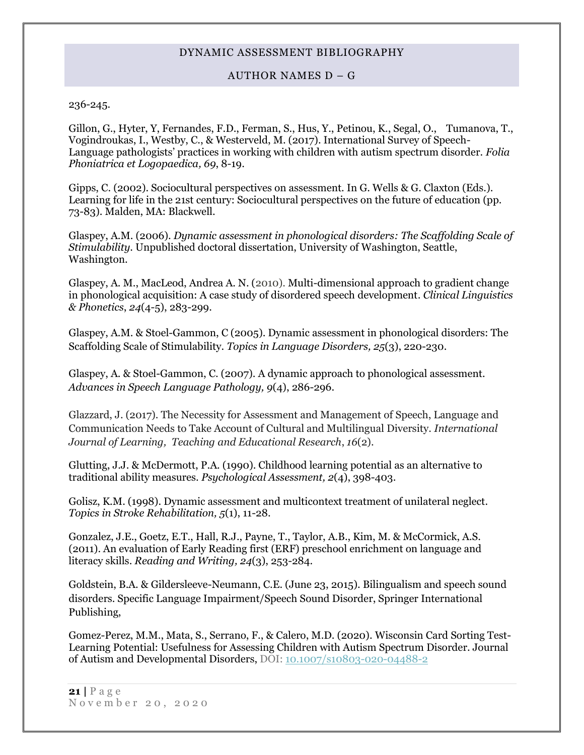236-245.

Gillon, G., Hyter, Y, Fernandes, F.D., Ferman, S., Hus, Y., Petinou, K., Segal, O., Tumanova, T., Vogindroukas, I., Westby, C., & Westerveld, M. (2017). International Survey of Speech-Language pathologists' practices in working with children with autism spectrum disorder. *Folia Phoniatrica et Logopaedica, 69*, 8-19.

Gipps, C. (2002). Sociocultural perspectives on assessment. In G. Wells & G. Claxton (Eds.). Learning for life in the 21st century: Sociocultural perspectives on the future of education (pp. 73-83). Malden, MA: Blackwell.

Glaspey, A.M. (2006). *Dynamic assessment in phonological disorders: The Scaffolding Scale of Stimulability*. Unpublished doctoral dissertation, University of Washington, Seattle, Washington.

Glaspey, A. M., MacLeod, Andrea A. N. (2010). Multi-dimensional approach to gradient change in phonological acquisition: A case study of disordered speech development. *Clinical Linguistics & Phonetics*, *24*(4-5), 283-299.

Glaspey, A.M. & Stoel-Gammon, C (2005). Dynamic assessment in phonological disorders: The Scaffolding Scale of Stimulability. *Topics in Language Disorders, 25*(3), 220-230.

Glaspey, A. & Stoel-Gammon, C. (2007). A dynamic approach to phonological assessment. *Advances in Speech Language Pathology, 9*(4), 286-296.

Glazzard, J. (2017). The Necessity for Assessment and Management of Speech, Language and Communication Needs to Take Account of Cultural and Multilingual Diversity. *International Journal of Learning, Teaching and Educational Research*, *16*(2).

Glutting, J.J. & McDermott, P.A. (1990). Childhood learning potential as an alternative to traditional ability measures. *Psychological Assessment, 2*(4), 398-403.

Golisz, K.M. (1998). Dynamic assessment and multicontext treatment of unilateral neglect. *Topics in Stroke Rehabilitation, 5*(1), 11-28.

Gonzalez, J.E., Goetz, E.T., Hall, R.J., Payne, T., Taylor, A.B., Kim, M. & McCormick, A.S. (2011). An evaluation of Early Reading first (ERF) preschool enrichment on language and literacy skills. *Reading and Writing, 24*(3), 253-284.

Goldstein, B.A. & Gildersleeve-Neumann, C.E. (June 23, 2015). Bilingualism and speech sound disorders. Specific Language Impairment/Speech Sound Disorder, Springer International Publishing,

Gomez-Perez, M.M., Mata, S., Serrano, F., & Calero, M.D. (2020). Wisconsin Card Sorting Test-Learning Potential: Usefulness for Assessing Children with Autism Spectrum Disorder. Journal of Autism and Developmental Disorders, DOI: 10.1007/s10803-020-04488-2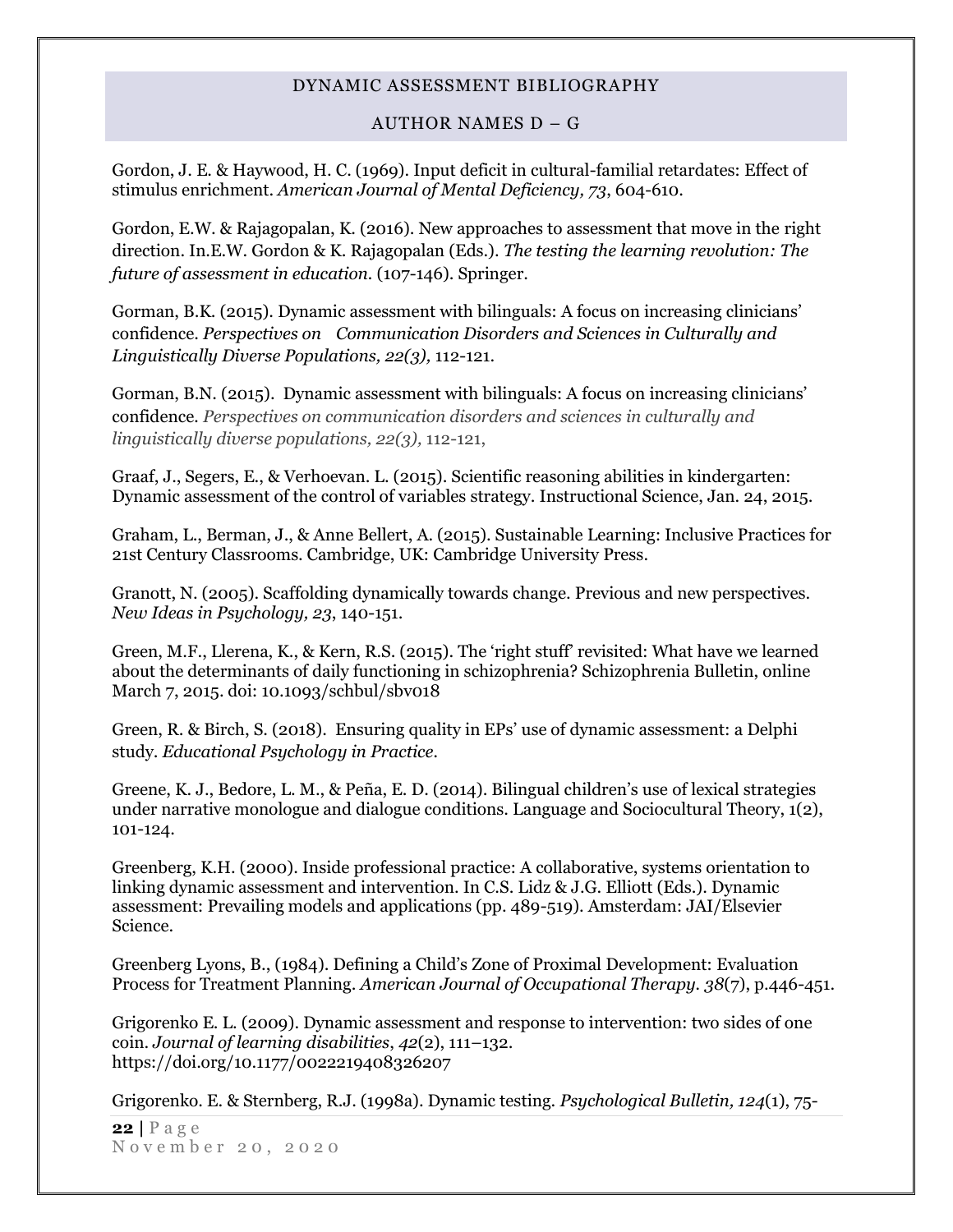Gordon, J. E. & Haywood, H. C. (1969). Input deficit in cultural-familial retardates: Effect of stimulus enrichment. *American Journal of Mental Deficiency, 73*, 604-610.

Gordon, E.W. & Rajagopalan, K. (2016). New approaches to assessment that move in the right direction. In.E.W. Gordon & K. Rajagopalan (Eds.). *The testing the learning revolution: The future of assessment in education.* (107-146). Springer.

Gorman, B.K. (2015). Dynamic assessment with bilinguals: A focus on increasing clinicians' confidence. *Perspectives on Communication Disorders and Sciences in Culturally and Linguistically Diverse Populations, 22(3),* 112-121.

Gorman, B.N. (2015). Dynamic assessment with bilinguals: A focus on increasing clinicians' confidence. *Perspectives on communication disorders and sciences in culturally and linguistically diverse populations, 22(3),* 112-121,

Graaf, J., Segers, E., & Verhoevan. L. (2015). Scientific reasoning abilities in kindergarten: Dynamic assessment of the control of variables strategy. Instructional Science, Jan. 24, 2015.

Graham, L., Berman, J., & Anne Bellert, A. (2015). Sustainable Learning: Inclusive Practices for 21st Century Classrooms. Cambridge, UK: Cambridge University Press.

Granott, N. (2005). Scaffolding dynamically towards change. Previous and new perspectives. *New Ideas in Psychology, 23*, 140-151.

Green, M.F., Llerena, K., & Kern, R.S. (2015). The 'right stuff' revisited: What have we learned about the determinants of daily functioning in schizophrenia? Schizophrenia Bulletin, online March 7, 2015. doi: 10.1093/schbul/sbv018

Green, R. & Birch, S. (2018). Ensuring quality in EPs' use of dynamic assessment: a Delphi study. *Educational Psychology in Practice*.

Greene, K. J., Bedore, L. M., & Peña, E. D. (2014). Bilingual children's use of lexical strategies under narrative monologue and dialogue conditions. Language and Sociocultural Theory, 1(2), 101-124.

Greenberg, K.H. (2000). Inside professional practice: A collaborative, systems orientation to linking dynamic assessment and intervention. In C.S. Lidz & J.G. Elliott (Eds.). Dynamic assessment: Prevailing models and applications (pp. 489-519). Amsterdam: JAI/Elsevier Science.

Greenberg Lyons, B., (1984). Defining a Child's Zone of Proximal Development: Evaluation Process for Treatment Planning. *American Journal of Occupational Therapy. 38*(7), p.446-451.

Grigorenko E. L. (2009). Dynamic assessment and response to intervention: two sides of one coin. *Journal of learning disabilities*, *42*(2), 111–132. https://doi.org/10.1177/0022219408326207

Grigorenko. E. & Sternberg, R.J. (1998a). Dynamic testing. *Psychological Bulletin, 124*(1), 75-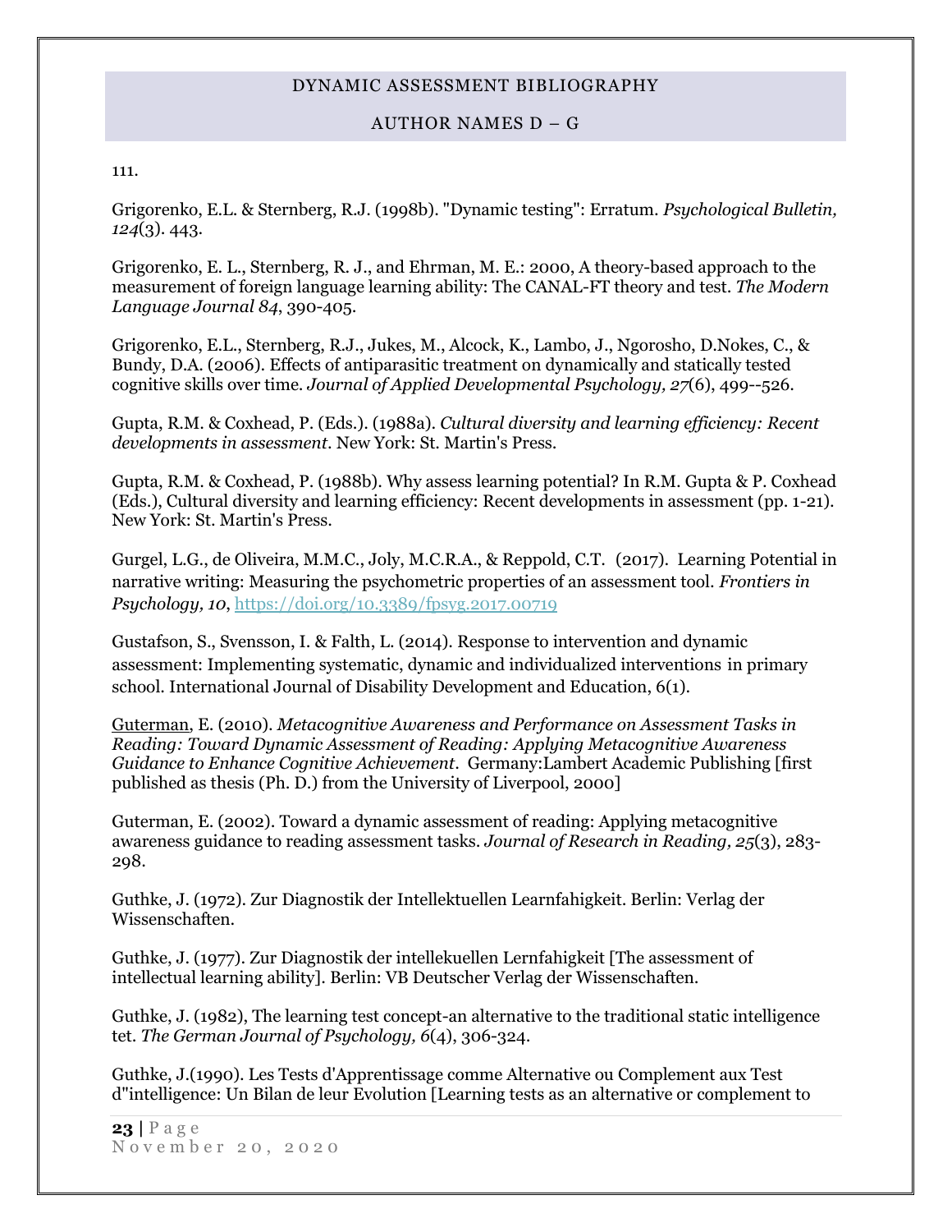111.

Grigorenko, E.L. & Sternberg, R.J. (1998b). "Dynamic testing": Erratum. *Psychological Bulletin, 124*(3). 443.

Grigorenko, E. L., Sternberg, R. J., and Ehrman, M. E.: 2000, A theory-based approach to the measurement of foreign language learning ability: The CANAL-FT theory and test. *The Modern Language Journal 84*, 390-405.

Grigorenko, E.L., Sternberg, R.J., Jukes, M., Alcock, K., Lambo, J., Ngorosho, D.Nokes, C., & Bundy, D.A. (2006). Effects of antiparasitic treatment on dynamically and statically tested cognitive skills over time. *Journal of Applied Developmental Psychology, 27*(6), 499--526.

Gupta, R.M. & Coxhead, P. (Eds.). (1988a). *Cultural diversity and learning efficiency: Recent developments in assessment*. New York: St. Martin's Press.

Gupta, R.M. & Coxhead, P. (1988b). Why assess learning potential? In R.M. Gupta & P. Coxhead (Eds.), Cultural diversity and learning efficiency: Recent developments in assessment (pp. 1-21). New York: St. Martin's Press.

Gurgel, L.G., de Oliveira, M.M.C., Joly, M.C.R.A., & Reppold, C.T. (2017). Learning Potential in narrative writing: Measuring the psychometric properties of an assessment tool. *Frontiers in Psychology, 10*, https://doi.org/10.3389/fpsyg.2017.00719

Gustafson, S., Svensson, I. & Falth, L. (2014). Response to intervention and dynamic assessment: Implementing systematic, dynamic and individualized interventions in primary school. International Journal of Disability Development and Education, 6(1).

Guterman, E. (2010). *Metacognitive Awareness and Performance on Assessment Tasks in Reading: Toward Dynamic Assessment of Reading: Applying Metacognitive Awareness Guidance to Enhance Cognitive Achievement*. Germany:Lambert Academic Publishing [first published as thesis (Ph. D.) from the University of Liverpool, 2000]

Guterman, E. (2002). Toward a dynamic assessment of reading: Applying metacognitive awareness guidance to reading assessment tasks. *Journal of Research in Reading, 25*(3), 283-298.

Guthke, J. (1972). Zur Diagnostik der Intellektuellen Learnfahigkeit. Berlin: Verlag der Wissenschaften.

Guthke, J. (1977). Zur Diagnostik der intellekuellen Lernfahigkeit [The assessment of intellectual learning ability]. Berlin: VB Deutscher Verlag der Wissenschaften.

Guthke, J. (1982), The learning test concept-an alternative to the traditional static intelligence tet. *The German Journal of Psychology, 6*(4), 306-324.

Guthke, J.(1990). Les Tests d'Apprentissage comme Alternative ou Complement aux Test d"intelligence: Un Bilan de leur Evolution [Learning tests as an alternative or complement to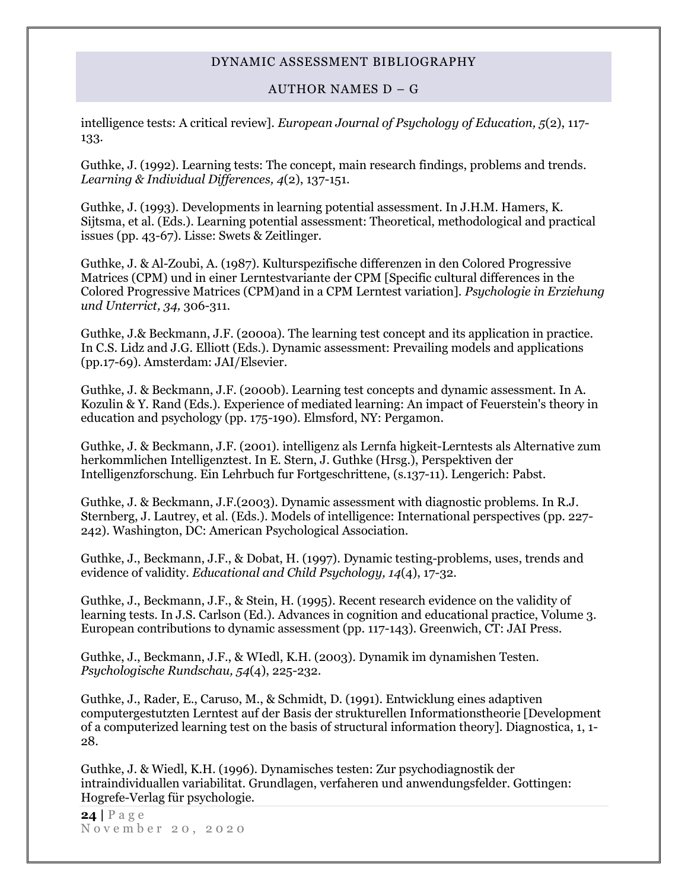intelligence tests: A critical review]. *European Journal of Psychology of Education, 5*(2), 117-133.

Guthke, J. (1992). Learning tests: The concept, main research findings, problems and trends. *Learning & Individual Differences, 4*(2), 137-151.

Guthke, J. (1993). Developments in learning potential assessment. In J.H.M. Hamers, K. Sijtsma, et al. (Eds.). Learning potential assessment: Theoretical, methodological and practical issues (pp. 43-67). Lisse: Swets & Zeitlinger.

Guthke, J. & Al-Zoubi, A. (1987). Kulturspezifische differenzen in den Colored Progressive Matrices (CPM) und in einer Lerntestvariante der CPM [Specific cultural differences in the Colored Progressive Matrices (CPM)and in a CPM Lerntest variation]. *Psychologie in Erziehung und Unterrict, 34,* 306-311.

Guthke, J.& Beckmann, J.F. (2000a). The learning test concept and its application in practice. In C.S. Lidz and J.G. Elliott (Eds.). Dynamic assessment: Prevailing models and applications (pp.17-69). Amsterdam: JAI/Elsevier.

Guthke, J. & Beckmann, J.F. (2000b). Learning test concepts and dynamic assessment. In A. Kozulin & Y. Rand (Eds.). Experience of mediated learning: An impact of Feuerstein's theory in education and psychology (pp. 175-190). Elmsford, NY: Pergamon.

Guthke, J. & Beckmann, J.F. (2001). intelligenz als Lernfa higkeit-Lerntests als Alternative zum herkommlichen Intelligenztest. In E. Stern, J. Guthke (Hrsg.), Perspektiven der Intelligenzforschung. Ein Lehrbuch fur Fortgeschrittene, (s.137-11). Lengerich: Pabst.

Guthke, J. & Beckmann, J.F.(2003). Dynamic assessment with diagnostic problems. In R.J. Sternberg, J. Lautrey, et al. (Eds.). Models of intelligence: International perspectives (pp. 227-242). Washington, DC: American Psychological Association.

Guthke, J., Beckmann, J.F., & Dobat, H. (1997). Dynamic testing-problems, uses, trends and evidence of validity. *Educational and Child Psychology, 14*(4), 17-32.

Guthke, J., Beckmann, J.F., & Stein, H. (1995). Recent research evidence on the validity of learning tests. In J.S. Carlson (Ed.). Advances in cognition and educational practice, Volume 3. European contributions to dynamic assessment (pp. 117-143). Greenwich, CT: JAI Press.

Guthke, J., Beckmann, J.F., & WIedl, K.H. (2003). Dynamik im dynamishen Testen. *Psychologische Rundschau, 54*(4), 225-232.

Guthke, J., Rader, E., Caruso, M., & Schmidt, D. (1991). Entwicklung eines adaptiven computergestutzten Lerntest auf der Basis der strukturellen Informationstheorie [Development of a computerized learning test on the basis of structural information theory]. Diagnostica, 1, 1-28.

Guthke, J. & Wiedl, K.H. (1996). Dynamisches testen: Zur psychodiagnostik der intraindividuallen variabilitat. Grundlagen, verfaheren und anwendungsfelder. Gottingen: Hogrefe-Verlag für psychologie.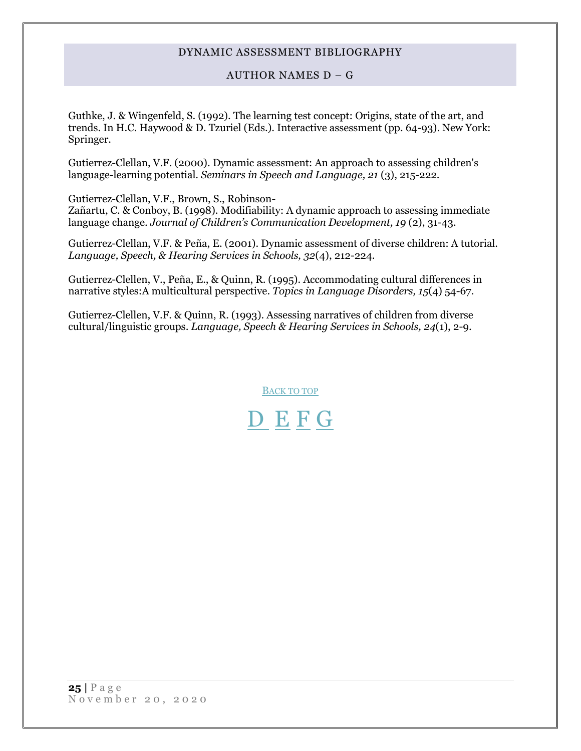Guthke, J. & Wingenfeld, S. (1992). The learning test concept: Origins, state of the art, and trends. In H.C. Haywood & D. Tzuriel (Eds.). Interactive assessment (pp. 64-93). New York: Springer.

Gutierrez-Clellan, V.F. (2000). Dynamic assessment: An approach to assessing children's language-learning potential. *Seminars in Speech and Language, 21* (3), 215-222.

Gutierrez-Clellan, V.F., Brown, S., Robinson-Zañartu, C. & Conboy, B. (1998). Modifiability: A dynamic approach to assessing immediate language change. *Journal of Children's Communication Development, 19* (2), 31-43.

Gutierrez-Clellan, V.F. & Peña, E. (2001). Dynamic assessment of diverse children: A tutorial. *Language, Speech, & Hearing Services in Schools, 32*(4), 212-224.

Gutierrez-Clellen, V., Peña, E., & Quinn, R. (1995). Accommodating cultural differences in narrative styles:A multicultural perspective. *Topics in Language Disorders, 15*(4) 54-67.

Gutierrez-Clellen, V.F. & Quinn, R. (1993). Assessing narratives of children from diverse cultural/linguistic groups. *Language, Speech & Hearing Services in Schools, 24*(1), 2-9.

Back to top

D E F G